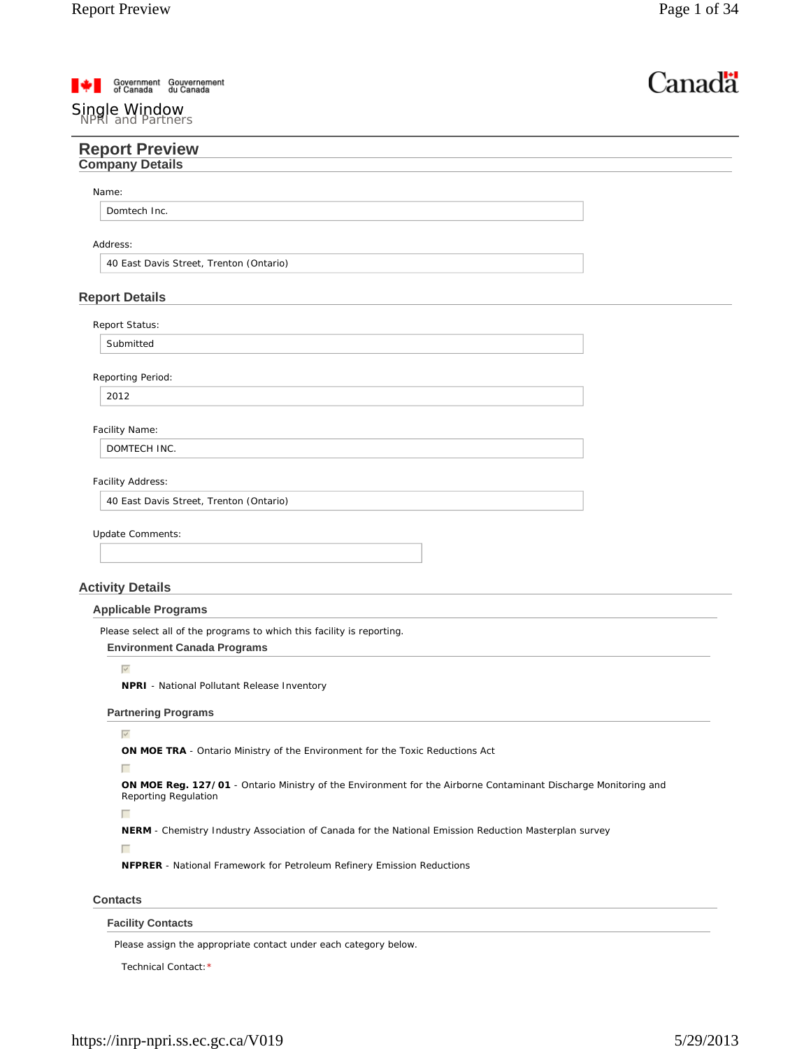Government of Canada Gouvernement du Canada

Canada

Single Window
NPRI and Partners

# Report Preview

## Company Details

Name:

Domtech Inc.

Address:

40 East Davis Street, Trenton (Ontario)

## Report Details

Report Status:

Submitted

Reporting Period:

2012

Facility Name:

DOMTECH INC.

Facility Address:

40 East Davis Street, Trenton (Ontario)

Update Comments:

## Activity Details

### Applicable Programs

Please select all of the programs to which this facility is reporting.

#### Environment Canada Programs

- [x] **NPRI** - National Pollutant Release Inventory

#### Partnering Programs

- [x] **ON MOE TRA** - Ontario Ministry of the Environment for the Toxic Reductions Act
- [ ] **ON MOE Reg. 127/01** - Ontario Ministry of the Environment for the Airborne Contaminant Discharge Monitoring and Reporting Regulation
- [ ] **NERM** - Chemistry Industry Association of Canada for the National Emission Reduction Masterplan survey
- [ ] **NFPRER** - National Framework for Petroleum Refinery Emission Reductions

### Contacts

#### Facility Contacts

Please assign the appropriate contact under each category below.

Technical Contact:*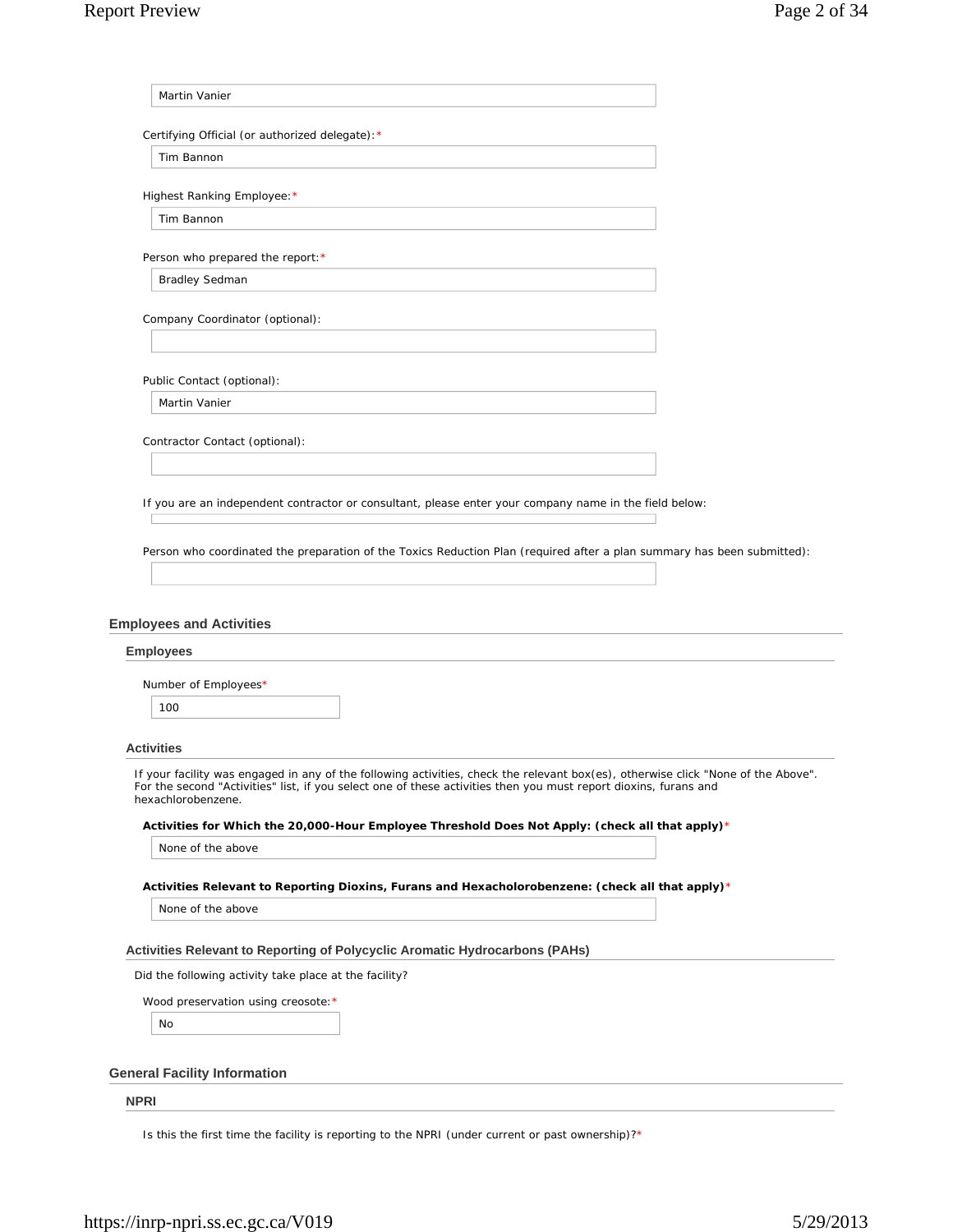Martin Vanier

Certifying Official (or authorized delegate):*

Tim Bannon

Highest Ranking Employee:*

Tim Bannon

Person who prepared the report:*

Bradley Sedman

Company Coordinator (optional):

Public Contact (optional):

Martin Vanier

Contractor Contact (optional):

If you are an independent contractor or consultant, please enter your company name in the field below:

Person who coordinated the preparation of the Toxics Reduction Plan (required after a plan summary has been submitted):

## Employees and Activities

### Employees

Number of Employees*

100

### Activities

If your facility was engaged in any of the following activities, check the relevant box(es), otherwise click "None of the Above". For the second "Activities" list, if you select one of these activities then you must report dioxins, furans and hexachlorobenzene.

**Activities for Which the 20,000-Hour Employee Threshold Does Not Apply: (check all that apply)***

None of the above

**Activities Relevant to Reporting Dioxins, Furans and Hexacholorobenzene: (check all that apply)***

None of the above

### Activities Relevant to Reporting of Polycyclic Aromatic Hydrocarbons (PAHs)

Did the following activity take place at the facility?

Wood preservation using creosote:*

No

## General Facility Information

### NPRI

Is this the first time the facility is reporting to the NPRI (under current or past ownership)?*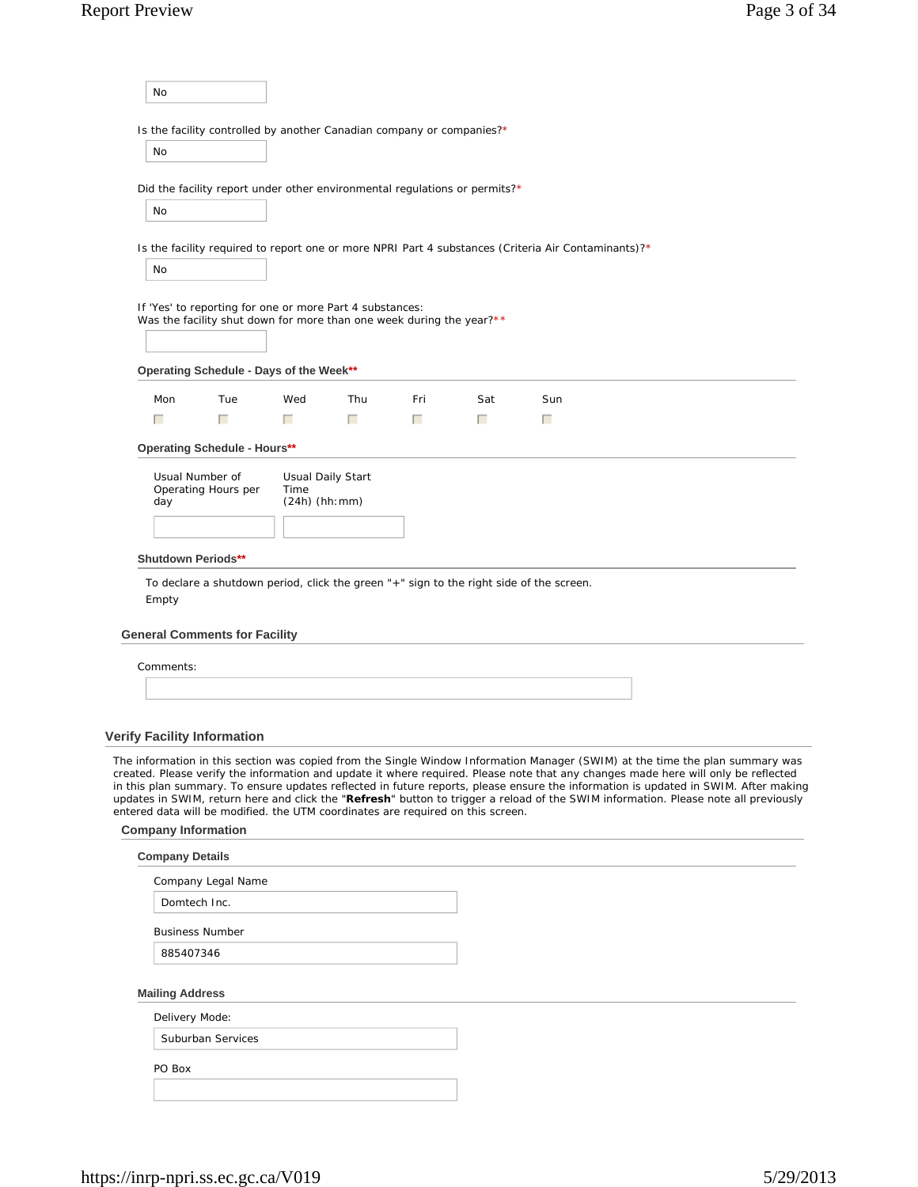No

Is the facility controlled by another Canadian company or companies?*

No

Did the facility report under other environmental regulations or permits?*

No

Is the facility required to report one or more NPRI Part 4 substances (Criteria Air Contaminants)?*

No

If 'Yes' to reporting for one or more Part 4 substances:
Was the facility shut down for more than one week during the year?**

#### Operating Schedule - Days of the Week**

| Mon | Tue | Wed | Thu | Fri | Sat | Sun |
|---|---|---|---|---|---|---|
| ☐ | ☐ | ☐ | ☐ | ☐ | ☐ | ☐ |

#### Operating Schedule - Hours**

| Usual Number of Operating Hours per day | Usual Daily Start Time (24h) (hh:mm) |
|---|---|
| | |

#### Shutdown Periods**

To declare a shutdown period, click the green "+" sign to the right side of the screen.

Empty

### General Comments for Facility

Comments:

## Verify Facility Information

The information in this section was copied from the Single Window Information Manager (SWIM) at the time the plan summary was created. Please verify the information and update it where required. Please note that any changes made here will only be reflected in this plan summary. To ensure updates reflected in future reports, please ensure the information is updated in SWIM. After making updates in SWIM, return here and click the "**Refresh**" button to trigger a reload of the SWIM information. Please note all previously entered data will be modified. the UTM coordinates are required on this screen.

### Company Information

#### Company Details

Company Legal Name

Domtech Inc.

Business Number

885407346

#### Mailing Address

Delivery Mode:

Suburban Services

PO Box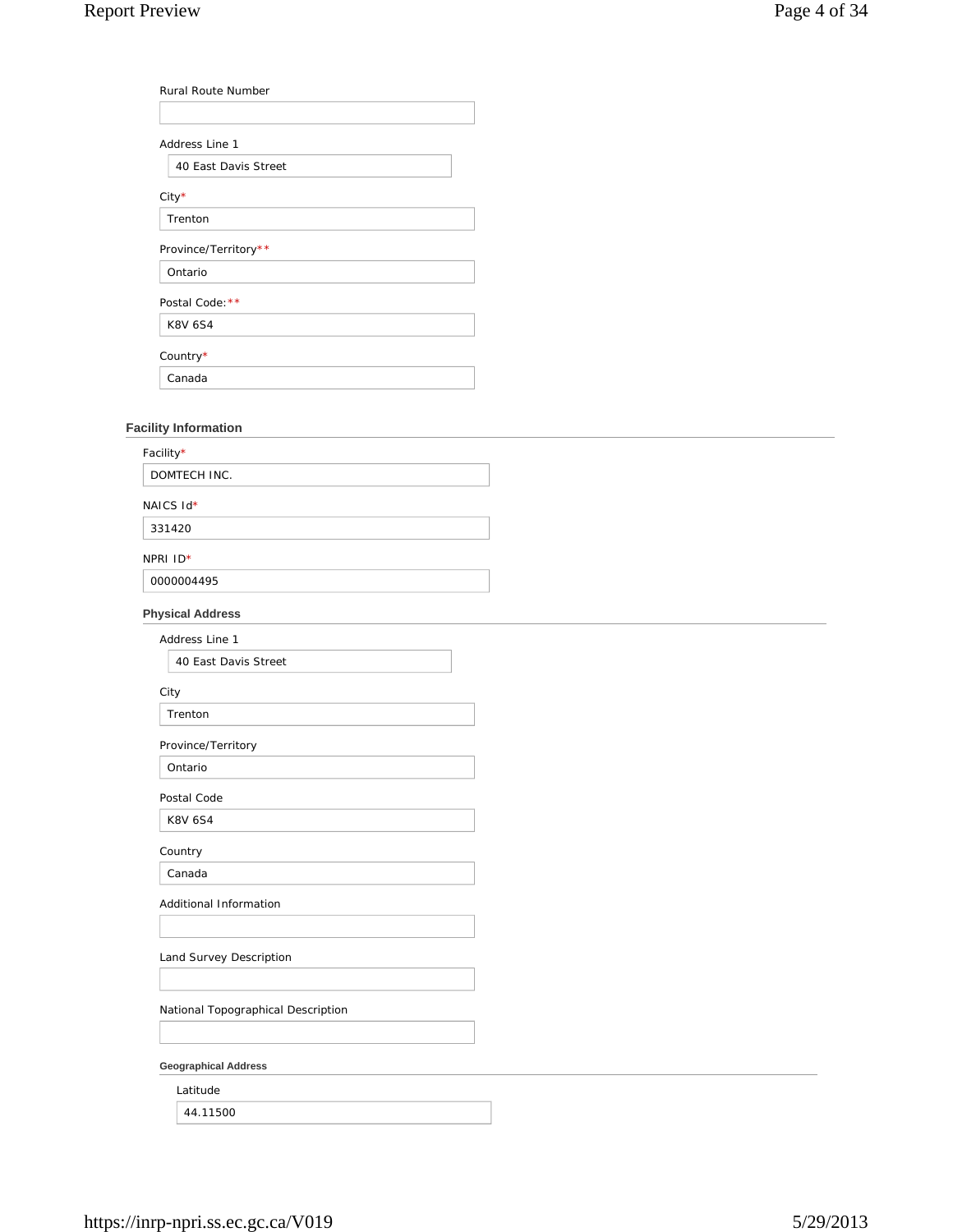Rural Route Number

Address Line 1

40 East Davis Street

City*

Trenton

Province/Territory**

Ontario

Postal Code:**

K8V 6S4

Country*

Canada

## Facility Information

Facility*

DOMTECH INC.

NAICS Id*

331420

NPRI ID*

0000004495

### Physical Address

Address Line 1

40 East Davis Street

City

Trenton

Province/Territory

Ontario

Postal Code

K8V 6S4

Country

Canada

Additional Information

Land Survey Description

National Topographical Description

#### Geographical Address

Latitude

44.11500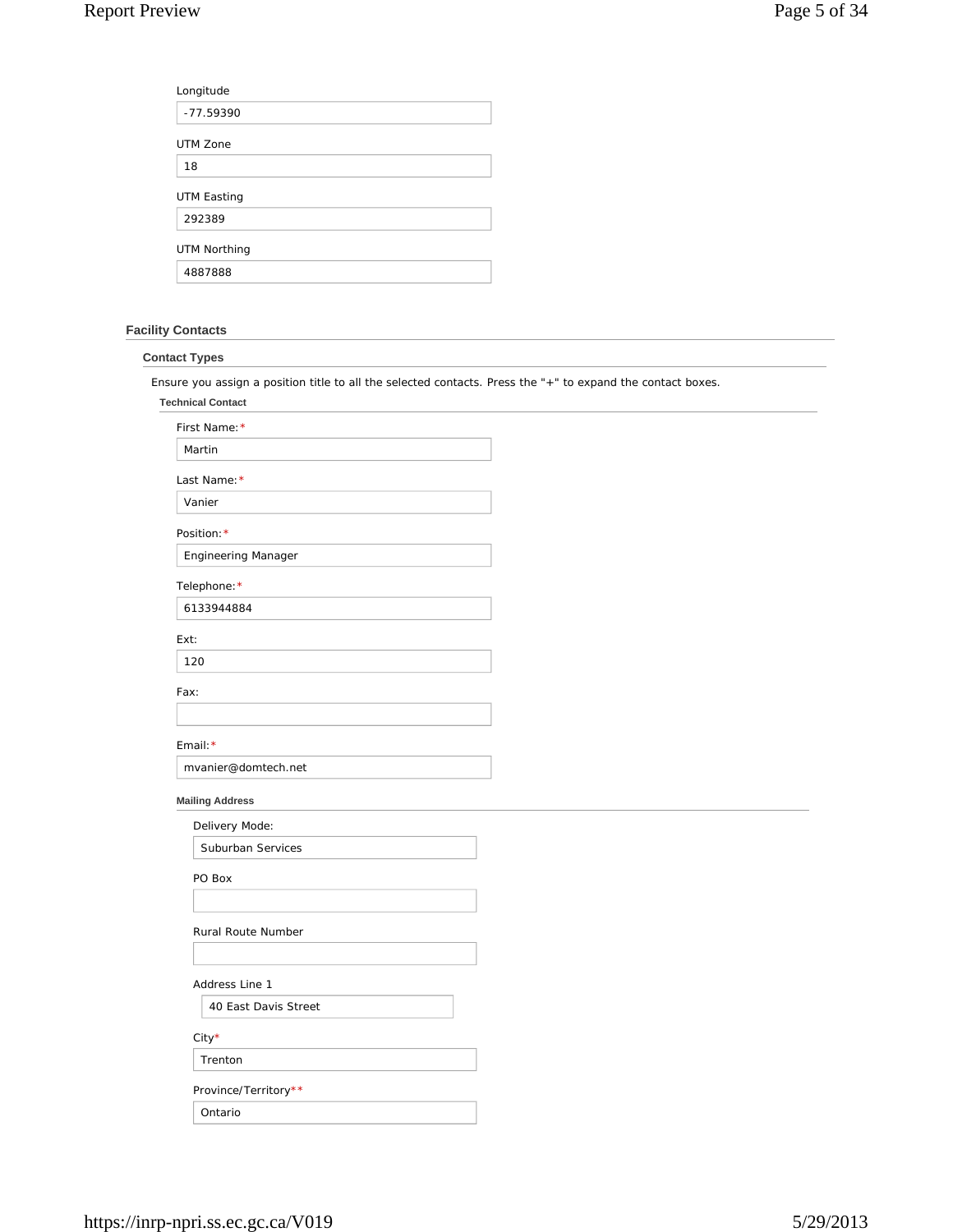Longitude

-77.59390

UTM Zone

18

UTM Easting

292389

UTM Northing

4887888

## Facility Contacts

### Contact Types

Ensure you assign a position title to all the selected contacts. Press the "+" to expand the contact boxes.

#### Technical Contact

First Name:*

Martin

Last Name:*

Vanier

Position:*

Engineering Manager

Telephone:*

6133944884

Ext:

120

Fax:

Email:*

mvanier@domtech.net

##### Mailing Address

Delivery Mode:

Suburban Services

PO Box

Rural Route Number

Address Line 1

40 East Davis Street

City*

Trenton

Province/Territory**

Ontario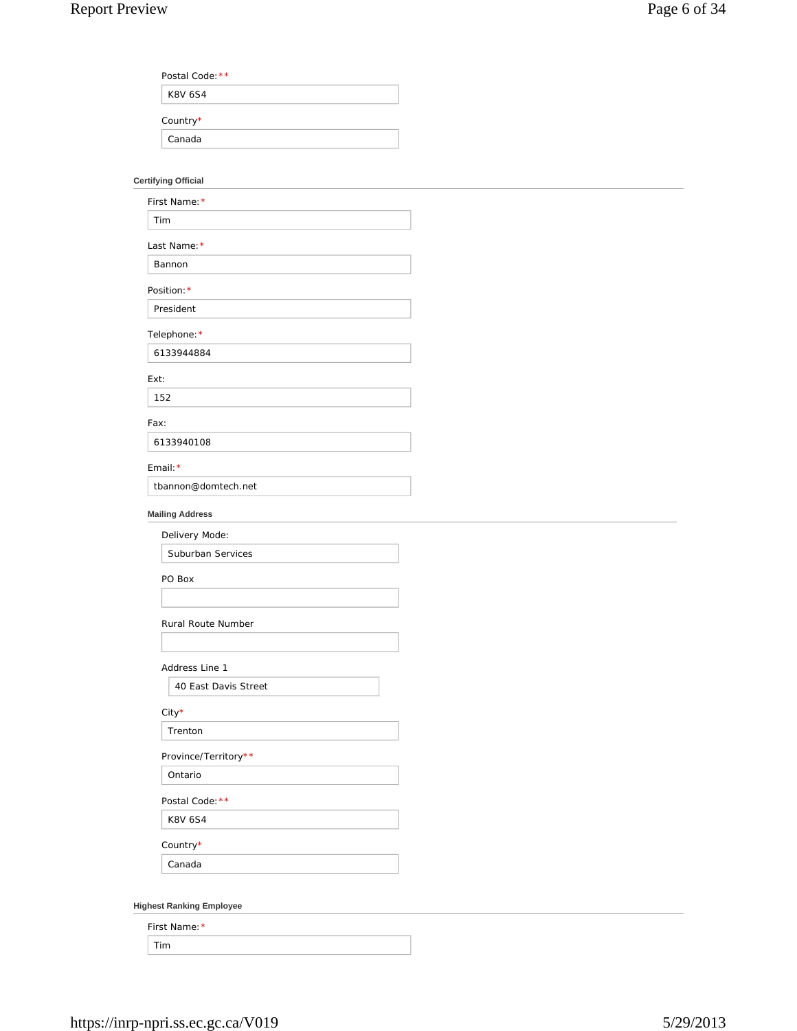Postal Code: **

K8V 6S4

Country*

Canada

### Certifying Official

First Name: *

Tim

Last Name: *

Bannon

Position: *

President

Telephone: *

6133944884

Ext:

152

Fax:

6133940108

Email: *

tbannon@domtech.net

#### Mailing Address

Delivery Mode:

Suburban Services

PO Box

Rural Route Number

Address Line 1

40 East Davis Street

City*

Trenton

Province/Territory**

Ontario

Postal Code: **

K8V 6S4

Country*

Canada

### Highest Ranking Employee

First Name: *

Tim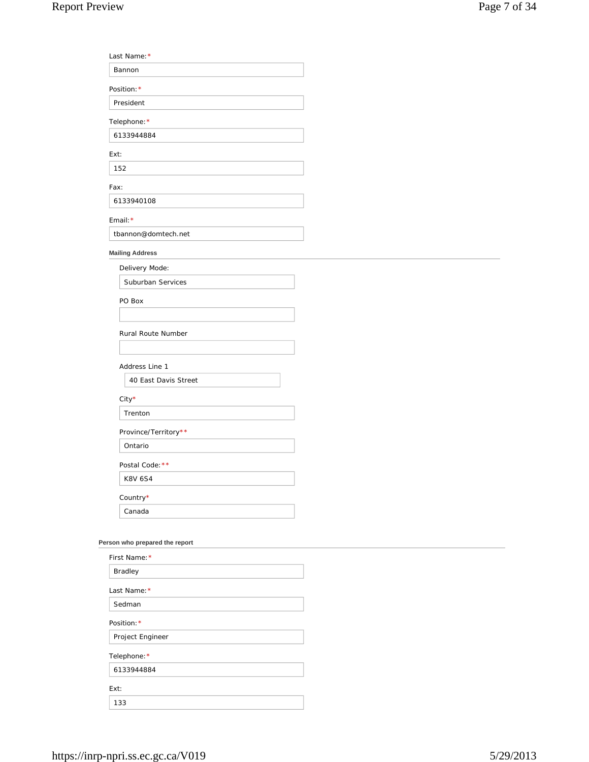Last Name:*

Bannon

Position:*

President

Telephone:*

6133944884

Ext:

152

Fax:

6133940108

Email:*

tbannon@domtech.net

**Mailing Address**

Delivery Mode:

Suburban Services

PO Box

Rural Route Number

Address Line 1

40 East Davis Street

City*

Trenton

Province/Territory**

Ontario

Postal Code:**

K8V 6S4

Country*

Canada

**Person who prepared the report**

First Name:*

Bradley

Last Name:*

Sedman

Position:*

Project Engineer

Telephone:*

6133944884

Ext:

133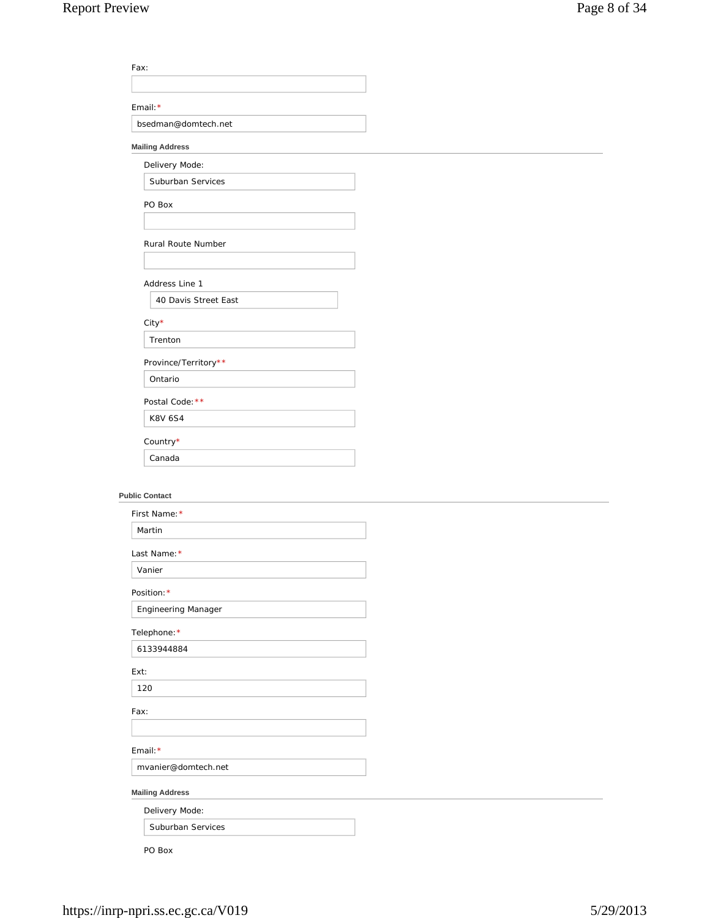Fax:

Email:*

bsedman@domtech.net

**Mailing Address**

Delivery Mode:

Suburban Services

PO Box

Rural Route Number

Address Line 1

40 Davis Street East

City*

Trenton

Province/Territory**

Ontario

Postal Code:**

K8V 6S4

Country*

Canada

**Public Contact**

First Name:*

Martin

Last Name:*

Vanier

Position:*

Engineering Manager

Telephone:*

6133944884

Ext:

120

Fax:

Email:*

mvanier@domtech.net

**Mailing Address**

Delivery Mode:

Suburban Services

PO Box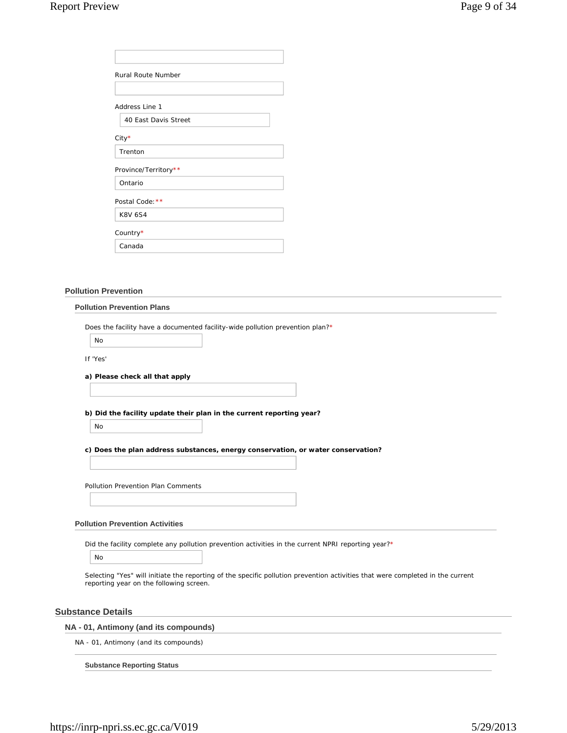Rural Route Number

Address Line 1

40 East Davis Street

City*

Trenton

Province/Territory**

Ontario

Postal Code:**

K8V 6S4

Country*

Canada

## Pollution Prevention

### Pollution Prevention Plans

Does the facility have a documented facility-wide pollution prevention plan?*

No

If 'Yes'

**a) Please check all that apply**

**b) Did the facility update their plan in the current reporting year?**

No

**c) Does the plan address substances, energy conservation, or water conservation?**

Pollution Prevention Plan Comments

### Pollution Prevention Activities

Did the facility complete any pollution prevention activities in the current NPRI reporting year?*

No

Selecting "Yes" will initiate the reporting of the specific pollution prevention activities that were completed in the current reporting year on the following screen.

# Substance Details

## NA - 01, Antimony (and its compounds)

NA - 01, Antimony (and its compounds)

### Substance Reporting Status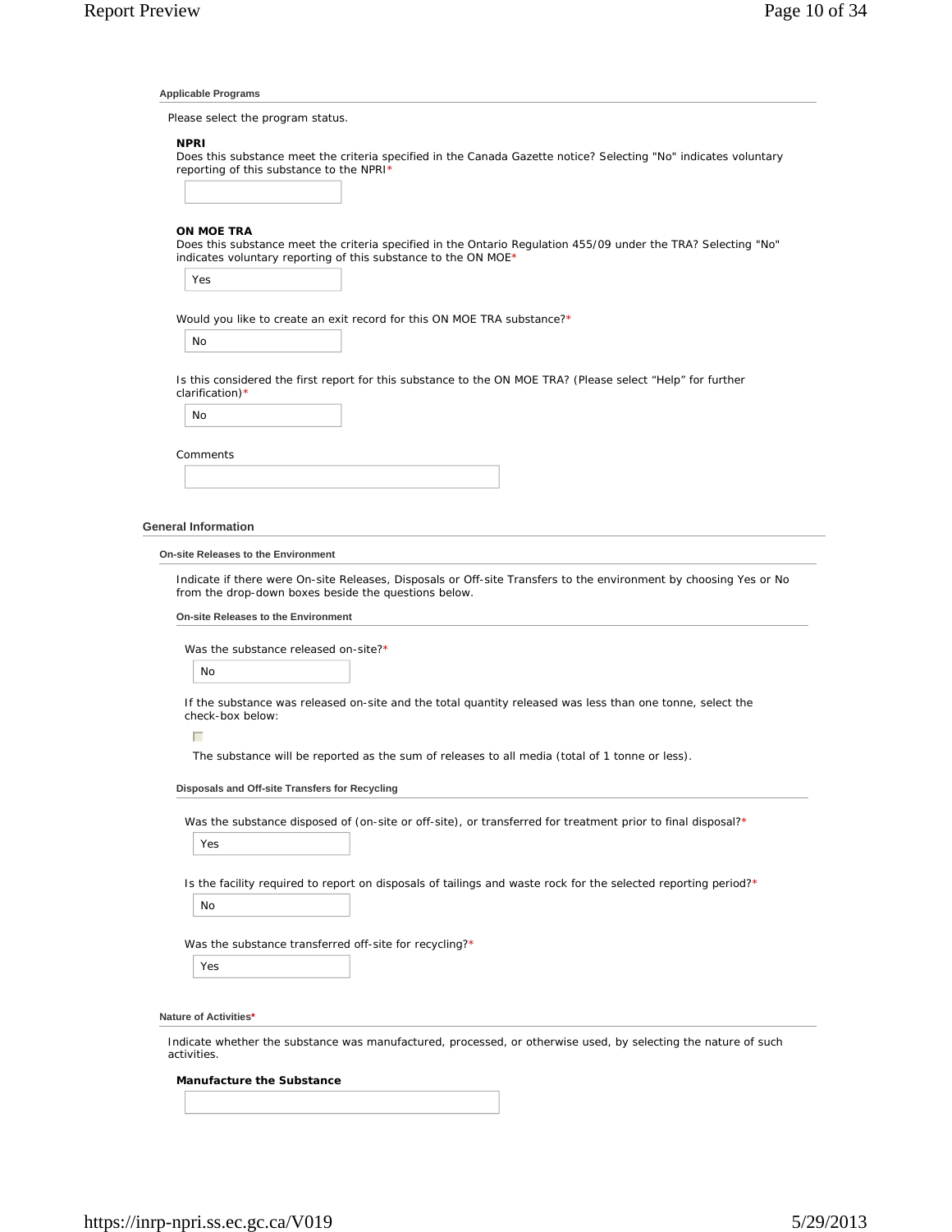#### Applicable Programs

Please select the program status.

**NPRI**

Does this substance meet the criteria specified in the Canada Gazette notice? Selecting "No" indicates voluntary reporting of this substance to the NPRI*

**ON MOE TRA**

Does this substance meet the criteria specified in the Ontario Regulation 455/09 under the TRA? Selecting "No" indicates voluntary reporting of this substance to the ON MOE*

Yes

Would you like to create an exit record for this ON MOE TRA substance?*

No

Is this considered the first report for this substance to the ON MOE TRA? (Please select "Help" for further clarification)*

No

Comments

### General Information

#### On-site Releases to the Environment

Indicate if there were On-site Releases, Disposals or Off-site Transfers to the environment by choosing Yes or No from the drop-down boxes beside the questions below.

##### On-site Releases to the Environment

Was the substance released on-site?*

No

If the substance was released on-site and the total quantity released was less than one tonne, select the check-box below:

☐

The substance will be reported as the sum of releases to all media (total of 1 tonne or less).

##### Disposals and Off-site Transfers for Recycling

Was the substance disposed of (on-site or off-site), or transferred for treatment prior to final disposal?*

Yes

Is the facility required to report on disposals of tailings and waste rock for the selected reporting period?*

No

Was the substance transferred off-site for recycling?*

Yes

#### Nature of Activities*

Indicate whether the substance was manufactured, processed, or otherwise used, by selecting the nature of such activities.

**Manufacture the Substance**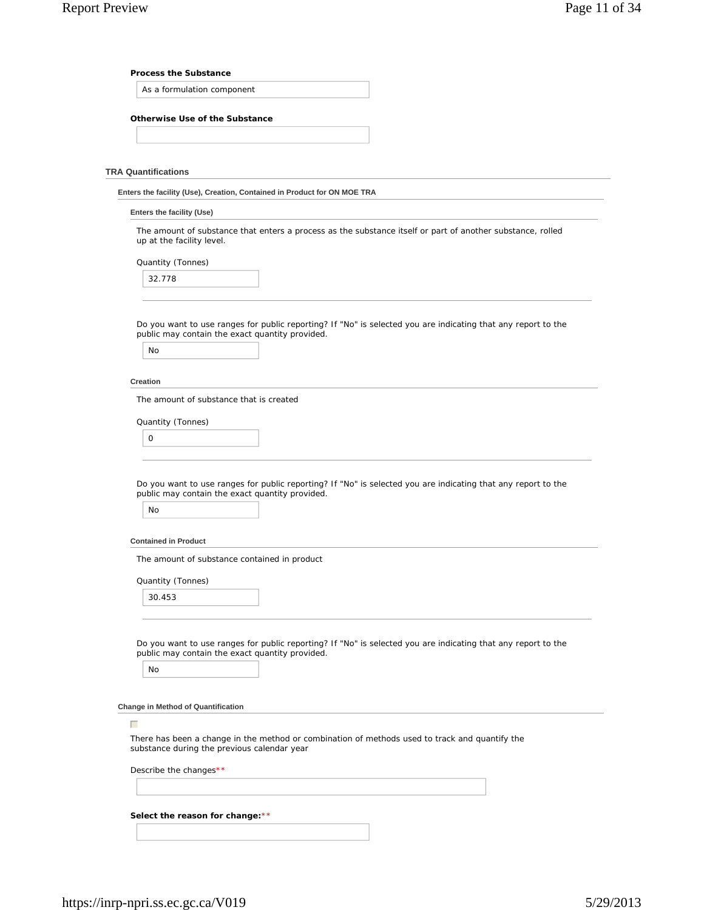**Process the Substance**

As a formulation component

**Otherwise Use of the Substance**

### TRA Quantifications

#### Enters the facility (Use), Creation, Contained in Product for ON MOE TRA

##### Enters the facility (Use)

The amount of substance that enters a process as the substance itself or part of another substance, rolled up at the facility level.

Quantity (Tonnes)

32.778

Do you want to use ranges for public reporting? If "No" is selected you are indicating that any report to the public may contain the exact quantity provided.

No

##### Creation

The amount of substance that is created

Quantity (Tonnes)

0

Do you want to use ranges for public reporting? If "No" is selected you are indicating that any report to the public may contain the exact quantity provided.

No

##### Contained in Product

The amount of substance contained in product

Quantity (Tonnes)

30.453

Do you want to use ranges for public reporting? If "No" is selected you are indicating that any report to the public may contain the exact quantity provided.

No

#### Change in Method of Quantification

☐

There has been a change in the method or combination of methods used to track and quantify the substance during the previous calendar year

Describe the changes**

**Select the reason for change:****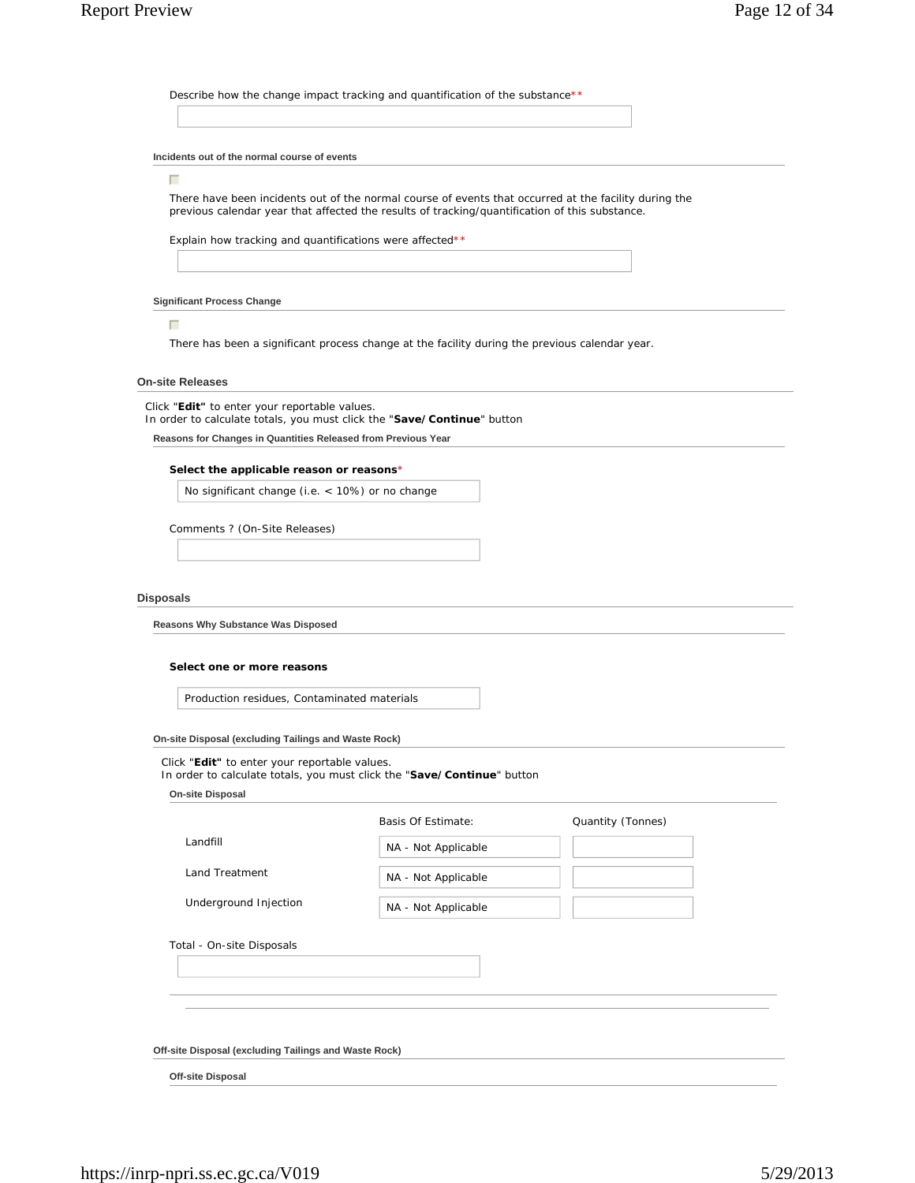Describe how the change impact tracking and quantification of the substance**

&nbsp;

#### Incidents out of the normal course of events

☐

There have been incidents out of the normal course of events that occurred at the facility during the previous calendar year that affected the results of tracking/quantification of this substance.

Explain how tracking and quantifications were affected**

&nbsp;

#### Significant Process Change

☐

There has been a significant process change at the facility during the previous calendar year.

### On-site Releases

Click "**Edit**" to enter your reportable values.
In order to calculate totals, you must click the "**Save/Continue**" button

#### Reasons for Changes in Quantities Released from Previous Year

**Select the applicable reason or reasons***

No significant change (i.e. < 10%) or no change

Comments ? (On-Site Releases)

&nbsp;

### Disposals

#### Reasons Why Substance Was Disposed

**Select one or more reasons**

Production residues, Contaminated materials

#### On-site Disposal (excluding Tailings and Waste Rock)

Click "**Edit**" to enter your reportable values.
In order to calculate totals, you must click the "**Save/Continue**" button

##### On-site Disposal

| | Basis Of Estimate: | Quantity (Tonnes) |
|---|---|---|
| Landfill | NA - Not Applicable | |
| Land Treatment | NA - Not Applicable | |
| Underground Injection | NA - Not Applicable | |

Total - On-site Disposals

&nbsp;

#### Off-site Disposal (excluding Tailings and Waste Rock)

##### Off-site Disposal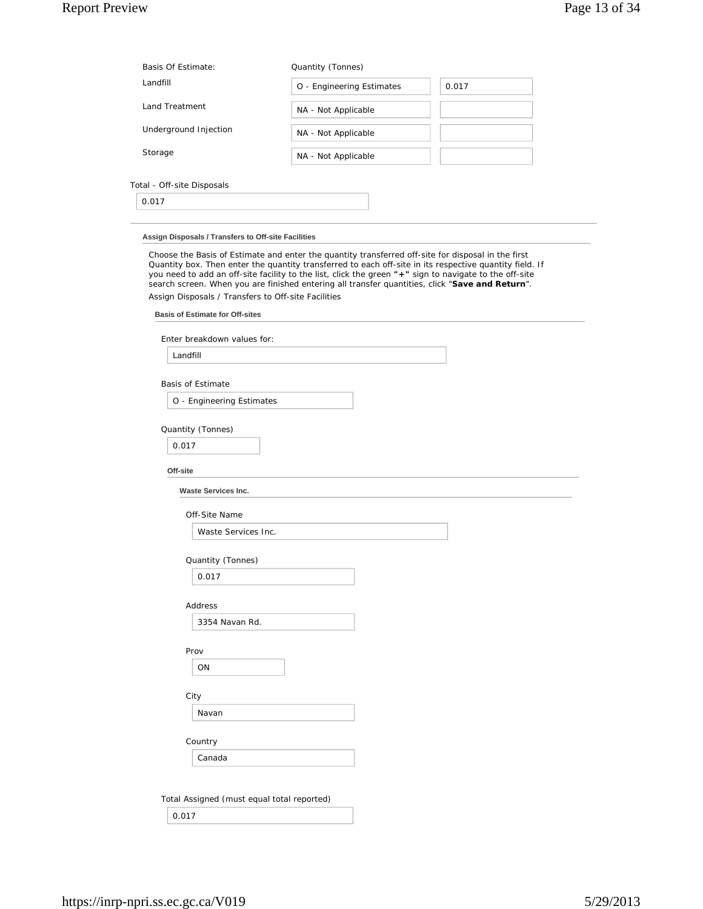| Basis Of Estimate: | Quantity (Tonnes) | |
|---|---|---|
| Landfill | O - Engineering Estimates | 0.017 |
| Land Treatment | NA - Not Applicable | |
| Underground Injection | NA - Not Applicable | |
| Storage | NA - Not Applicable | |

Total - Off-site Disposals

0.017

---

### Assign Disposals / Transfers to Off-site Facilities

Choose the Basis of Estimate and enter the quantity transferred off-site for disposal in the first Quantity box. Then enter the quantity transferred to each off-site in its respective quantity field. If you need to add an off-site facility to the list, click the green **"+"** sign to navigate to the off-site search screen. When you are finished entering all transfer quantities, click "**Save and Return**".

Assign Disposals / Transfers to Off-site Facilities

#### Basis of Estimate for Off-sites

Enter breakdown values for:

Landfill

Basis of Estimate

O - Engineering Estimates

Quantity (Tonnes)

0.017

##### Off-site

###### Waste Services Inc.

Off-Site Name

Waste Services Inc.

Quantity (Tonnes)

0.017

Address

3354 Navan Rd.

Prov

ON

City

Navan

Country

Canada

Total Assigned (must equal total reported)

0.017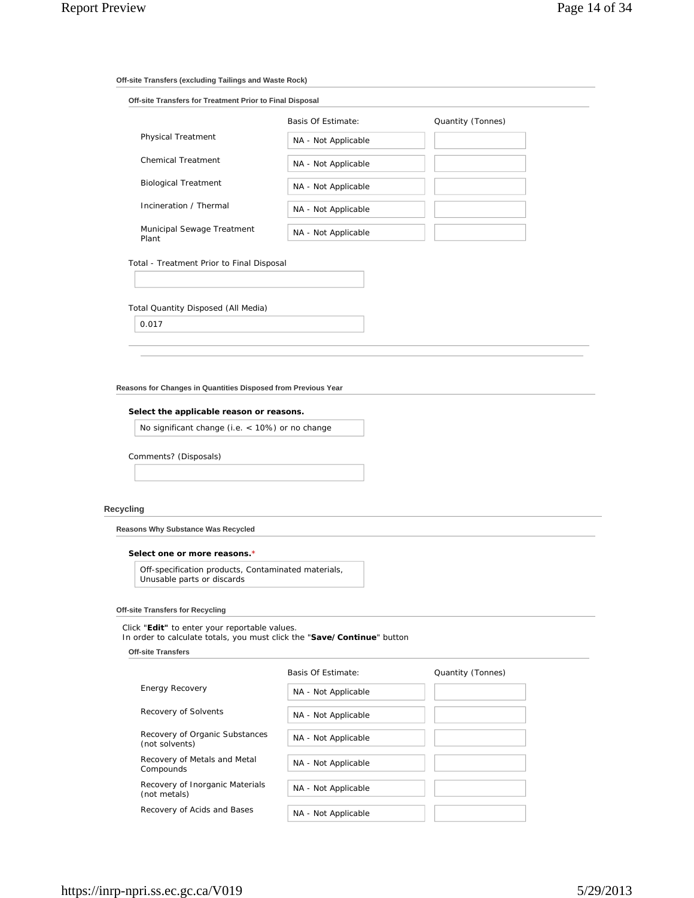### Off-site Transfers (excluding Tailings and Waste Rock)

#### Off-site Transfers for Treatment Prior to Final Disposal

| | Basis Of Estimate: | Quantity (Tonnes) |
|---|---|---|
| Physical Treatment | NA - Not Applicable | |
| Chemical Treatment | NA - Not Applicable | |
| Biological Treatment | NA - Not Applicable | |
| Incineration / Thermal | NA - Not Applicable | |
| Municipal Sewage Treatment Plant | NA - Not Applicable | |

Total - Treatment Prior to Final Disposal

Total Quantity Disposed (All Media)

0.017

### Reasons for Changes in Quantities Disposed from Previous Year

**Select the applicable reason or reasons.**

No significant change (i.e. < 10%) or no change

Comments? (Disposals)

## Recycling

### Reasons Why Substance Was Recycled

**Select one or more reasons.***

Off-specification products, Contaminated materials, Unusable parts or discards

### Off-site Transfers for Recycling

Click "**Edit**" to enter your reportable values.
In order to calculate totals, you must click the "**Save/Continue**" button

#### Off-site Transfers

| | Basis Of Estimate: | Quantity (Tonnes) |
|---|---|---|
| Energy Recovery | NA - Not Applicable | |
| Recovery of Solvents | NA - Not Applicable | |
| Recovery of Organic Substances (not solvents) | NA - Not Applicable | |
| Recovery of Metals and Metal Compounds | NA - Not Applicable | |
| Recovery of Inorganic Materials (not metals) | NA - Not Applicable | |
| Recovery of Acids and Bases | NA - Not Applicable | |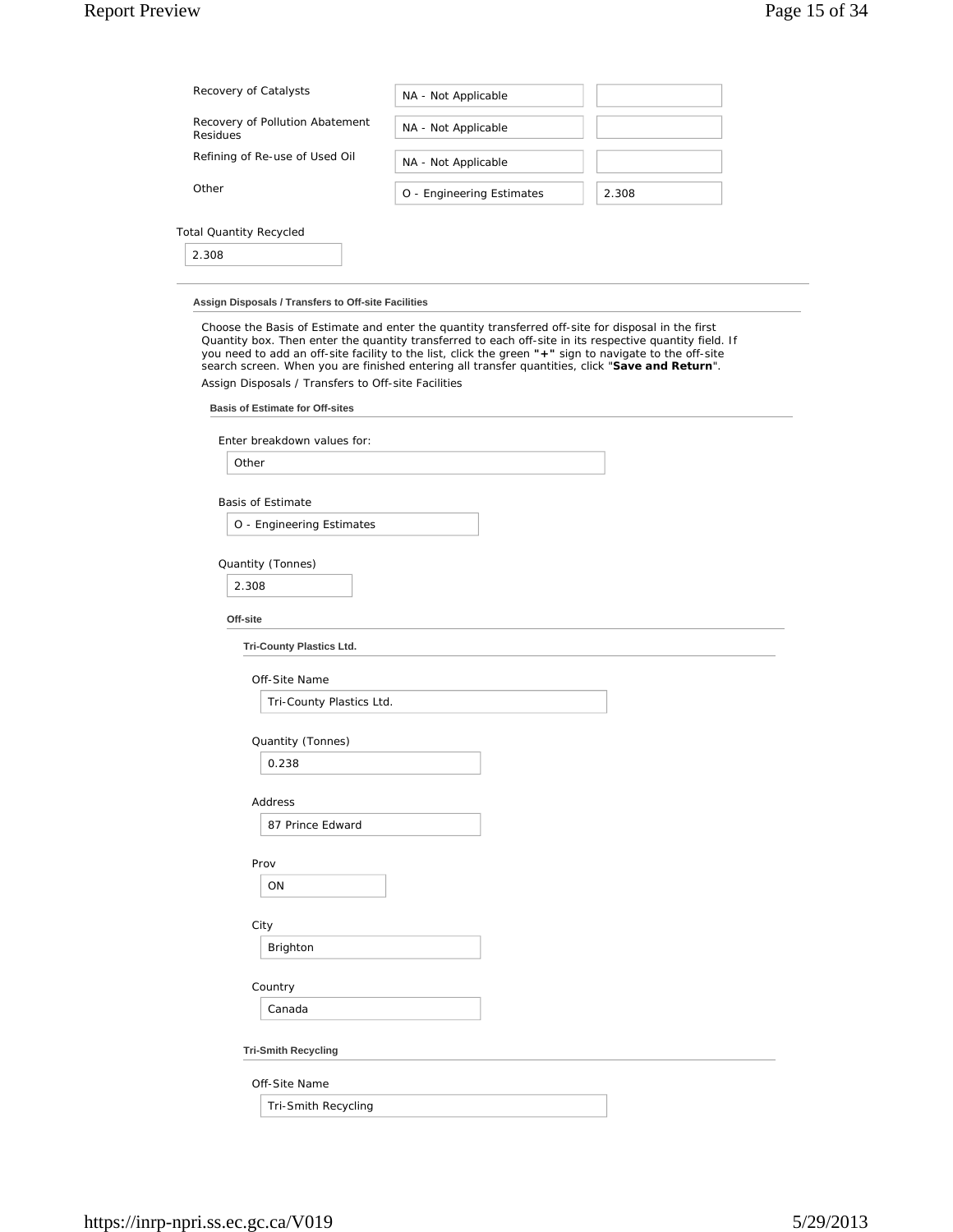| | | |
|---|---|---|
| Recovery of Catalysts | NA - Not Applicable | |
| Recovery of Pollution Abatement Residues | NA - Not Applicable | |
| Refining of Re-use of Used Oil | NA - Not Applicable | |
| Other | O - Engineering Estimates | 2.308 |

Total Quantity Recycled

2.308

---

#### Assign Disposals / Transfers to Off-site Facilities

Choose the Basis of Estimate and enter the quantity transferred off-site for disposal in the first Quantity box. Then enter the quantity transferred to each off-site in its respective quantity field. If you need to add an off-site facility to the list, click the green **"+"** sign to navigate to the off-site search screen. When you are finished entering all transfer quantities, click "**Save and Return**".

Assign Disposals / Transfers to Off-site Facilities

##### Basis of Estimate for Off-sites

Enter breakdown values for:

Other

Basis of Estimate

O - Engineering Estimates

Quantity (Tonnes)

2.308

##### Off-site

###### Tri-County Plastics Ltd.

Off-Site Name

Tri-County Plastics Ltd.

Quantity (Tonnes)

0.238

Address

87 Prince Edward

Prov

ON

City

Brighton

Country

Canada

###### Tri-Smith Recycling

Off-Site Name

Tri-Smith Recycling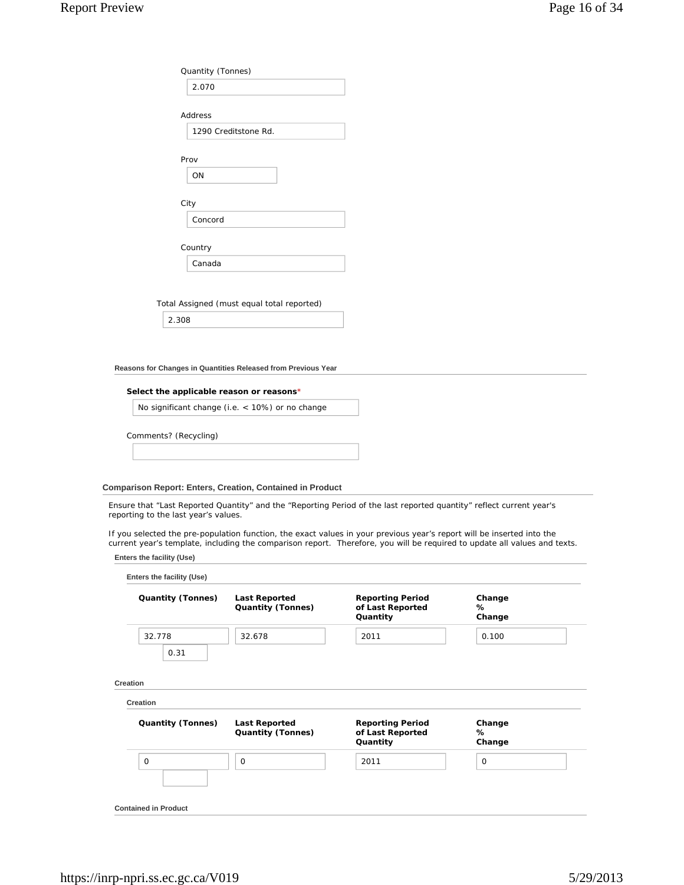Quantity (Tonnes)

2.070

Address

1290 Creditstone Rd.

Prov

ON

City

Concord

Country

Canada

Total Assigned (must equal total reported)

2.308

#### Reasons for Changes in Quantities Released from Previous Year

**Select the applicable reason or reasons***

No significant change (i.e. < 10%) or no change

Comments? (Recycling)

### Comparison Report: Enters, Creation, Contained in Product

Ensure that "Last Reported Quantity" and the "Reporting Period of the last reported quantity" reflect current year's reporting to the last year's values.

If you selected the pre-population function, the exact values in your previous year's report will be inserted into the current year's template, including the comparison report. Therefore, you will be required to update all values and texts.

#### Enters the facility (Use)

##### Enters the facility (Use)

| Quantity (Tonnes) | Last Reported Quantity (Tonnes) | Reporting Period of Last Reported Quantity | Change % Change |
|---|---|---|---|
| 32.778 | 32.678 | 2011 | 0.100 |
| 0.31 | | | |

#### Creation

##### Creation

| Quantity (Tonnes) | Last Reported Quantity (Tonnes) | Reporting Period of Last Reported Quantity | Change % Change |
|---|---|---|---|
| 0 | 0 | 2011 | 0 |
| | | | |

#### Contained in Product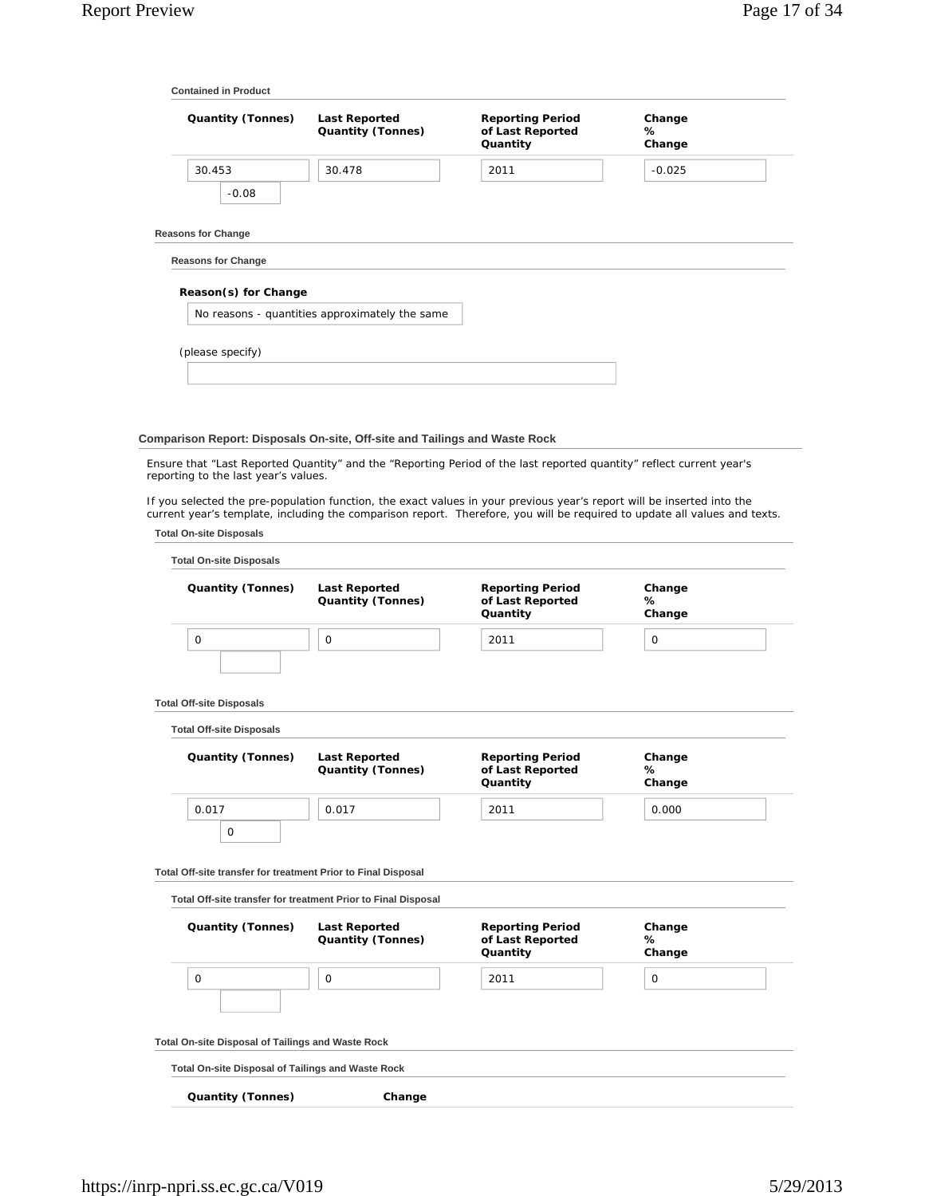#### Contained in Product

| Quantity (Tonnes) | Last Reported Quantity (Tonnes) | Reporting Period of Last Reported Quantity | Change % Change |
|---|---|---|---|
| 30.453 | 30.478 | 2011 | -0.025 |
| -0.08 | | | |

### Reasons for Change

#### Reasons for Change

**Reason(s) for Change**

No reasons - quantities approximately the same

(please specify)

## Comparison Report: Disposals On-site, Off-site and Tailings and Waste Rock

Ensure that “Last Reported Quantity” and the “Reporting Period of the last reported quantity” reflect current year's reporting to the last year’s values.

If you selected the pre-population function, the exact values in your previous year’s report will be inserted into the current year’s template, including the comparison report. Therefore, you will be required to update all values and texts.

### Total On-site Disposals

#### Total On-site Disposals

| Quantity (Tonnes) | Last Reported Quantity (Tonnes) | Reporting Period of Last Reported Quantity | Change % Change |
|---|---|---|---|
| 0 | 0 | 2011 | 0 |
| | | | |

### Total Off-site Disposals

#### Total Off-site Disposals

| Quantity (Tonnes) | Last Reported Quantity (Tonnes) | Reporting Period of Last Reported Quantity | Change % Change |
|---|---|---|---|
| 0.017 | 0.017 | 2011 | 0.000 |
| 0 | | | |

### Total Off-site transfer for treatment Prior to Final Disposal

#### Total Off-site transfer for treatment Prior to Final Disposal

| Quantity (Tonnes) | Last Reported Quantity (Tonnes) | Reporting Period of Last Reported Quantity | Change % Change |
|---|---|---|---|
| 0 | 0 | 2011 | 0 |
| | | | |

### Total On-site Disposal of Tailings and Waste Rock

#### Total On-site Disposal of Tailings and Waste Rock

| Quantity (Tonnes) | Change |
|---|---|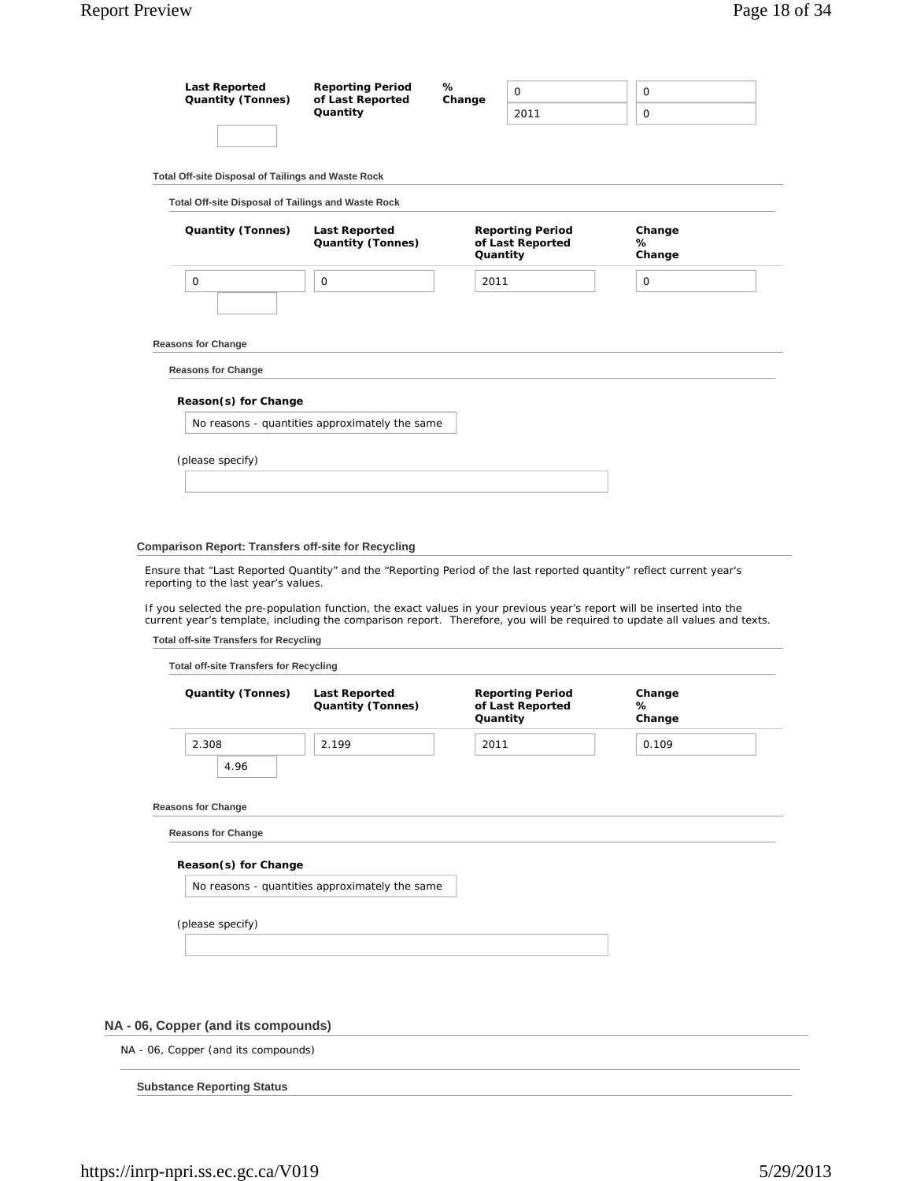| Last Reported Quantity (Tonnes) | Reporting Period of Last Reported Quantity | % Change | | |
|---|---|---|---|---|
| | | | 0 | 0 |
| | | | 2011 | 0 |

### Total Off-site Disposal of Tailings and Waste Rock

#### Total Off-site Disposal of Tailings and Waste Rock

| Quantity (Tonnes) | Last Reported Quantity (Tonnes) | Reporting Period of Last Reported Quantity | Change % Change |
|---|---|---|---|
| 0 | 0 | 2011 | 0 |
| | | | |

### Reasons for Change

#### Reasons for Change

**Reason(s) for Change**

No reasons - quantities approximately the same

(please specify)

## Comparison Report: Transfers off-site for Recycling

Ensure that "Last Reported Quantity" and the "Reporting Period of the last reported quantity" reflect current year's reporting to the last year's values.

If you selected the pre-population function, the exact values in your previous year's report will be inserted into the current year's template, including the comparison report. Therefore, you will be required to update all values and texts.

### Total off-site Transfers for Recycling

#### Total off-site Transfers for Recycling

| Quantity (Tonnes) | Last Reported Quantity (Tonnes) | Reporting Period of Last Reported Quantity | Change % Change |
|---|---|---|---|
| 2.308 | 2.199 | 2011 | 0.109 |
| 4.96 | | | |

### Reasons for Change

#### Reasons for Change

**Reason(s) for Change**

No reasons - quantities approximately the same

(please specify)

## NA - 06, Copper (and its compounds)

NA - 06, Copper (and its compounds)

### Substance Reporting Status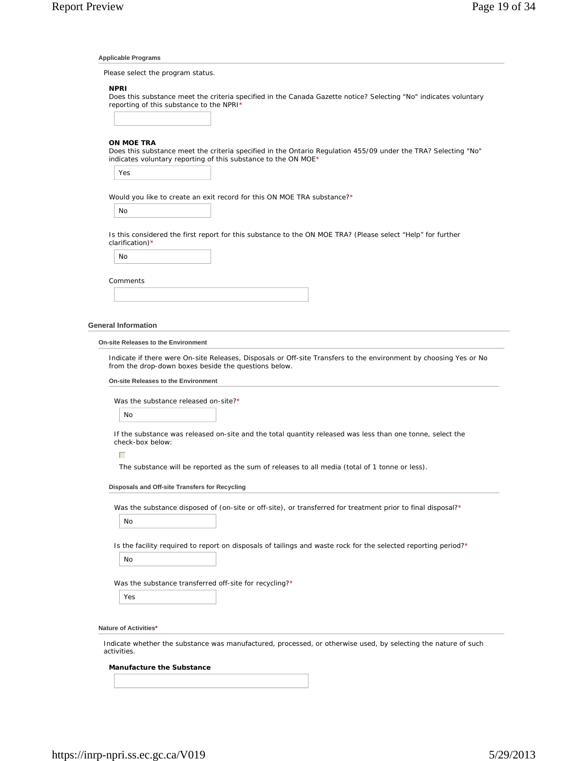#### Applicable Programs

Please select the program status.

**NPRI**
Does this substance meet the criteria specified in the Canada Gazette notice? Selecting "No" indicates voluntary reporting of this substance to the NPRI*

**ON MOE TRA**
Does this substance meet the criteria specified in the Ontario Regulation 455/09 under the TRA? Selecting "No" indicates voluntary reporting of this substance to the ON MOE*

Yes

Would you like to create an exit record for this ON MOE TRA substance?*

No

Is this considered the first report for this substance to the ON MOE TRA? (Please select "Help" for further clarification)*

No

Comments

### General Information

#### On-site Releases to the Environment

Indicate if there were On-site Releases, Disposals or Off-site Transfers to the environment by choosing Yes or No from the drop-down boxes beside the questions below.

##### On-site Releases to the Environment

Was the substance released on-site?*

No

If the substance was released on-site and the total quantity released was less than one tonne, select the check-box below:

☐

The substance will be reported as the sum of releases to all media (total of 1 tonne or less).

##### Disposals and Off-site Transfers for Recycling

Was the substance disposed of (on-site or off-site), or transferred for treatment prior to final disposal?*

No

Is the facility required to report on disposals of tailings and waste rock for the selected reporting period?*

No

Was the substance transferred off-site for recycling?*

Yes

#### Nature of Activities*

Indicate whether the substance was manufactured, processed, or otherwise used, by selecting the nature of such activities.

**Manufacture the Substance**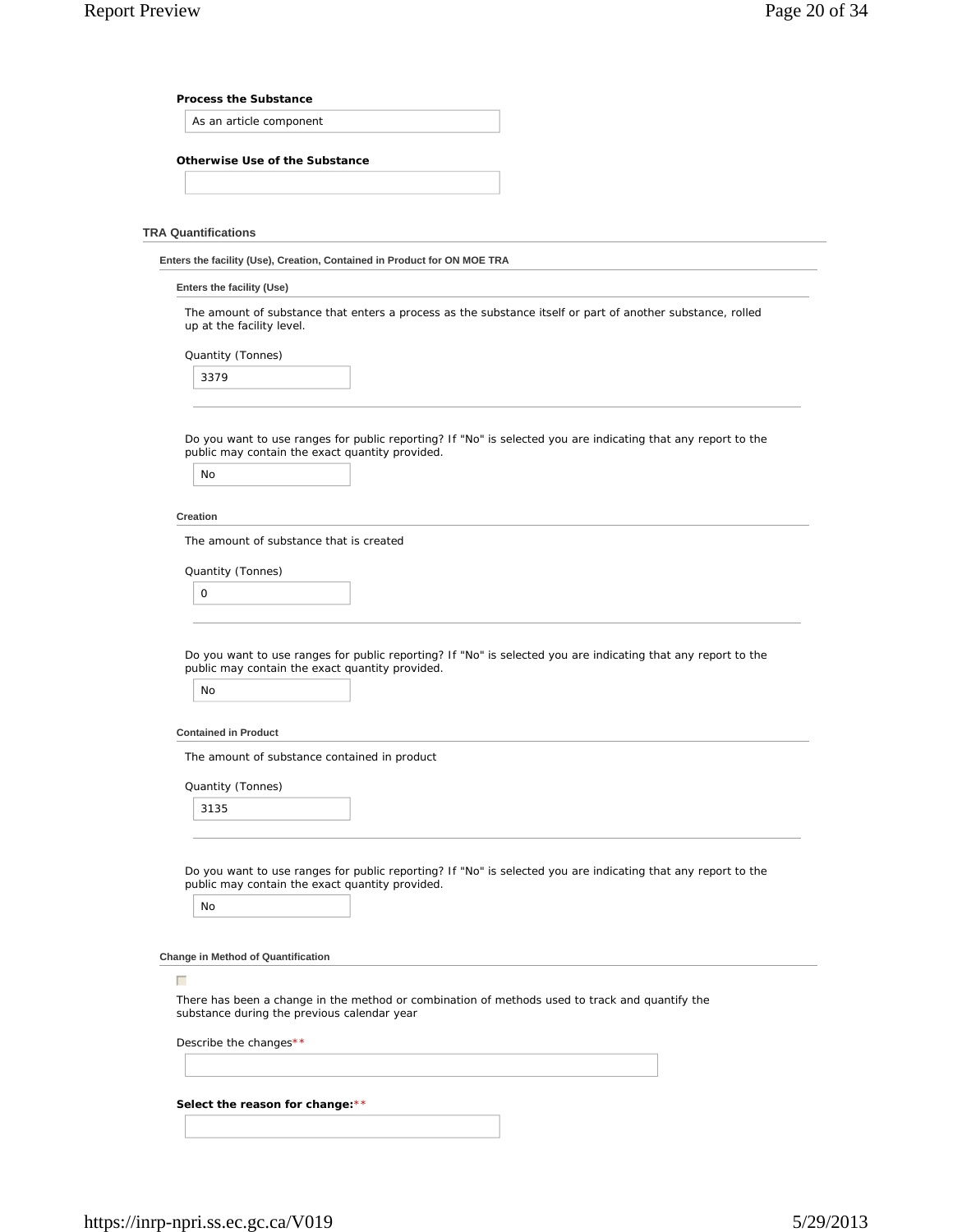**Process the Substance**

As an article component

**Otherwise Use of the Substance**

### TRA Quantifications

#### Enters the facility (Use), Creation, Contained in Product for ON MOE TRA

##### Enters the facility (Use)

The amount of substance that enters a process as the substance itself or part of another substance, rolled up at the facility level.

Quantity (Tonnes)

3379

Do you want to use ranges for public reporting? If "No" is selected you are indicating that any report to the public may contain the exact quantity provided.

No

##### Creation

The amount of substance that is created

Quantity (Tonnes)

0

Do you want to use ranges for public reporting? If "No" is selected you are indicating that any report to the public may contain the exact quantity provided.

No

##### Contained in Product

The amount of substance contained in product

Quantity (Tonnes)

3135

Do you want to use ranges for public reporting? If "No" is selected you are indicating that any report to the public may contain the exact quantity provided.

No

#### Change in Method of Quantification

☐

There has been a change in the method or combination of methods used to track and quantify the substance during the previous calendar year

Describe the changes**

**Select the reason for change:****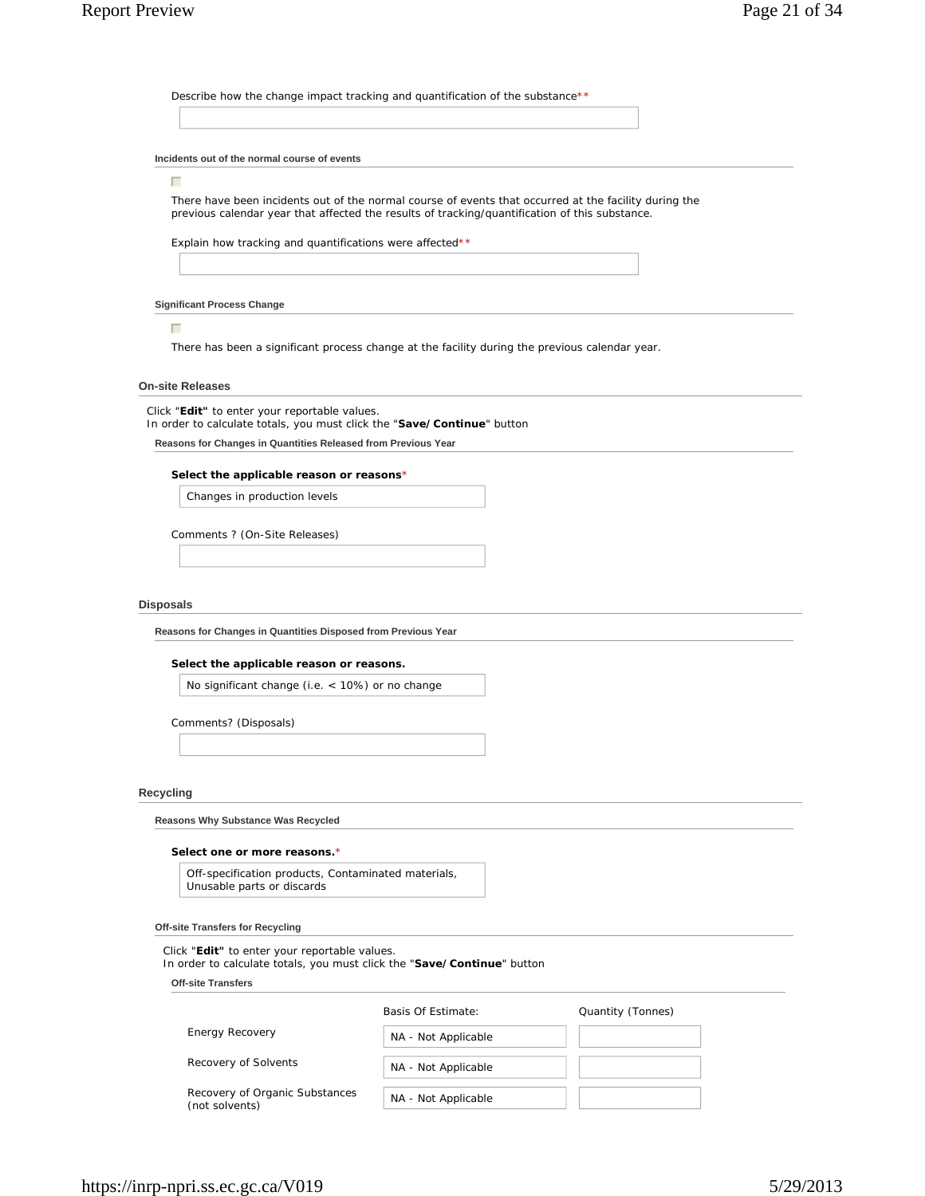Describe how the change impact tracking and quantification of the substance**

#### Incidents out of the normal course of events

☐

There have been incidents out of the normal course of events that occurred at the facility during the previous calendar year that affected the results of tracking/quantification of this substance.

Explain how tracking and quantifications were affected**

#### Significant Process Change

☐

There has been a significant process change at the facility during the previous calendar year.

### On-site Releases

Click "**Edit"** to enter your reportable values.
In order to calculate totals, you must click the "**Save/Continue**" button

#### Reasons for Changes in Quantities Released from Previous Year

**Select the applicable reason or reasons***

Changes in production levels

Comments ? (On-Site Releases)

### Disposals

#### Reasons for Changes in Quantities Disposed from Previous Year

**Select the applicable reason or reasons.**

No significant change (i.e. < 10%) or no change

Comments? (Disposals)

### Recycling

#### Reasons Why Substance Was Recycled

**Select one or more reasons.***

Off-specification products, Contaminated materials, Unusable parts or discards

#### Off-site Transfers for Recycling

Click "**Edit"** to enter your reportable values.
In order to calculate totals, you must click the "**Save/Continue**" button

**Off-site Transfers**

| | Basis Of Estimate: | Quantity (Tonnes) |
|---|---|---|
| Energy Recovery | NA - Not Applicable | |
| Recovery of Solvents | NA - Not Applicable | |
| Recovery of Organic Substances (not solvents) | NA - Not Applicable | |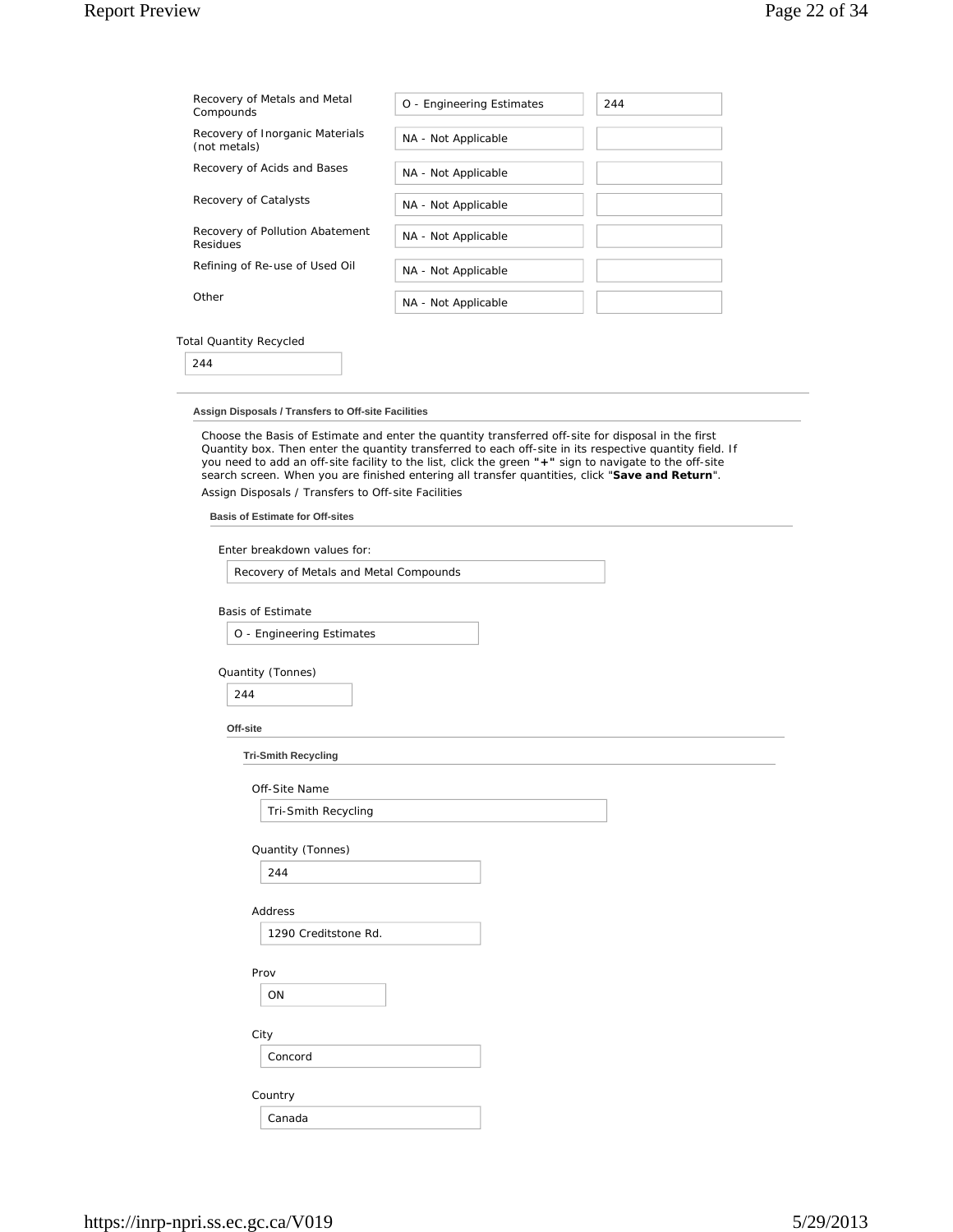| | | |
|---|---|---|
| Recovery of Metals and Metal Compounds | O - Engineering Estimates | 244 |
| Recovery of Inorganic Materials (not metals) | NA - Not Applicable | |
| Recovery of Acids and Bases | NA - Not Applicable | |
| Recovery of Catalysts | NA - Not Applicable | |
| Recovery of Pollution Abatement Residues | NA - Not Applicable | |
| Refining of Re-use of Used Oil | NA - Not Applicable | |
| Other | NA - Not Applicable | |

Total Quantity Recycled

244

### Assign Disposals / Transfers to Off-site Facilities

Choose the Basis of Estimate and enter the quantity transferred off-site for disposal in the first Quantity box. Then enter the quantity transferred to each off-site in its respective quantity field. If you need to add an off-site facility to the list, click the green **"+"** sign to navigate to the off-site search screen. When you are finished entering all transfer quantities, click "**Save and Return**".

Assign Disposals / Transfers to Off-site Facilities

#### Basis of Estimate for Off-sites

Enter breakdown values for:

Recovery of Metals and Metal Compounds

Basis of Estimate

O - Engineering Estimates

Quantity (Tonnes)

244

#### Off-site

##### Tri-Smith Recycling

Off-Site Name

Tri-Smith Recycling

Quantity (Tonnes)

244

Address

1290 Creditstone Rd.

Prov

ON

City

Concord

Country

Canada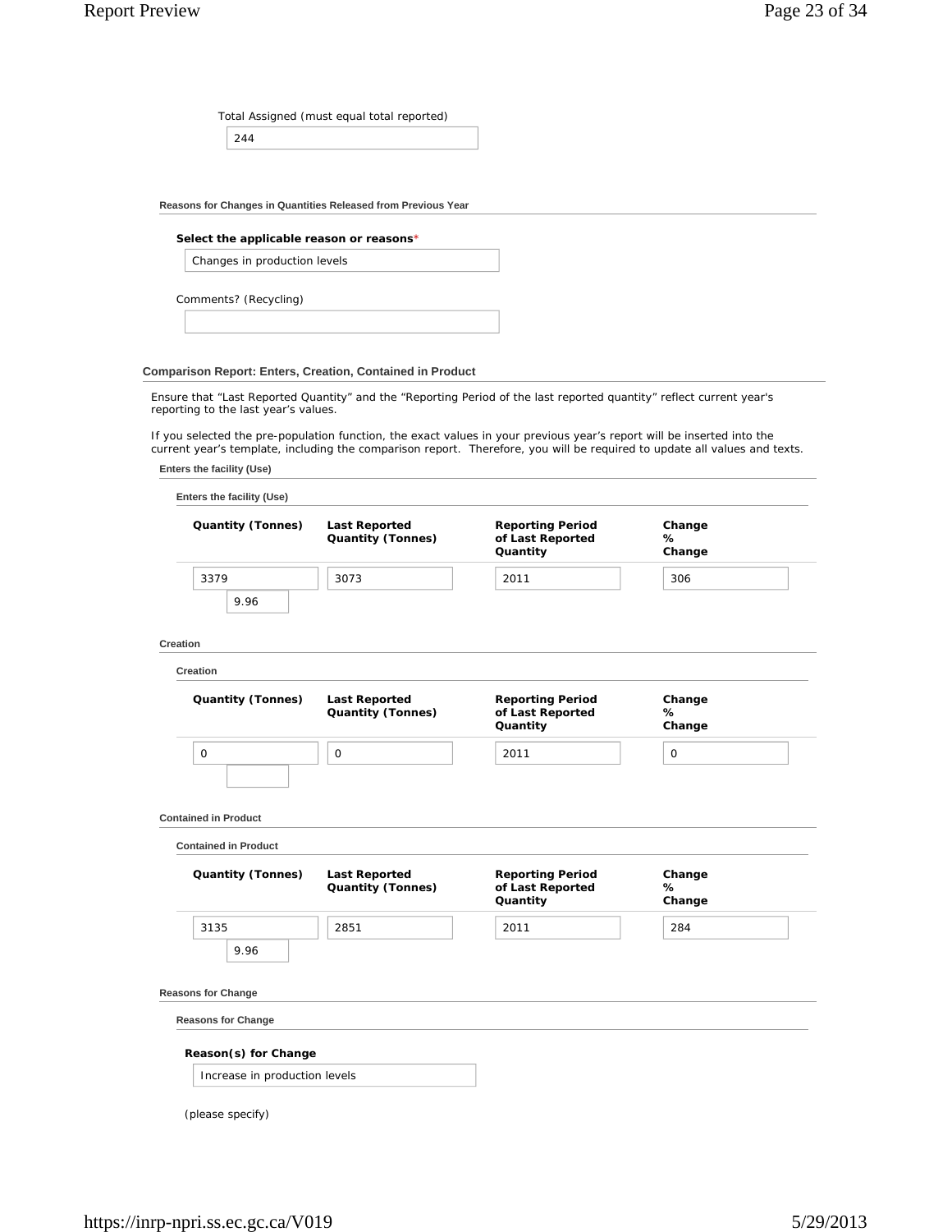Total Assigned (must equal total reported)

244

#### Reasons for Changes in Quantities Released from Previous Year

**Select the applicable reason or reasons***

Changes in production levels

Comments? (Recycling)

### Comparison Report: Enters, Creation, Contained in Product

Ensure that "Last Reported Quantity" and the "Reporting Period of the last reported quantity" reflect current year's reporting to the last year's values.

If you selected the pre-population function, the exact values in your previous year's report will be inserted into the current year's template, including the comparison report. Therefore, you will be required to update all values and texts.

#### Enters the facility (Use)

**Enters the facility (Use)**

| Quantity (Tonnes) | Last Reported Quantity (Tonnes) | Reporting Period of Last Reported Quantity | Change % Change |
|---|---|---|---|
| 3379 | 3073 | 2011 | 306 |
| 9.96 | | | |

#### Creation

**Creation**

| Quantity (Tonnes) | Last Reported Quantity (Tonnes) | Reporting Period of Last Reported Quantity | Change % Change |
|---|---|---|---|
| 0 | 0 | 2011 | 0 |
| | | | |

#### Contained in Product

**Contained in Product**

| Quantity (Tonnes) | Last Reported Quantity (Tonnes) | Reporting Period of Last Reported Quantity | Change % Change |
|---|---|---|---|
| 3135 | 2851 | 2011 | 284 |
| 9.96 | | | |

#### Reasons for Change

**Reasons for Change**

**Reason(s) for Change**

Increase in production levels

(please specify)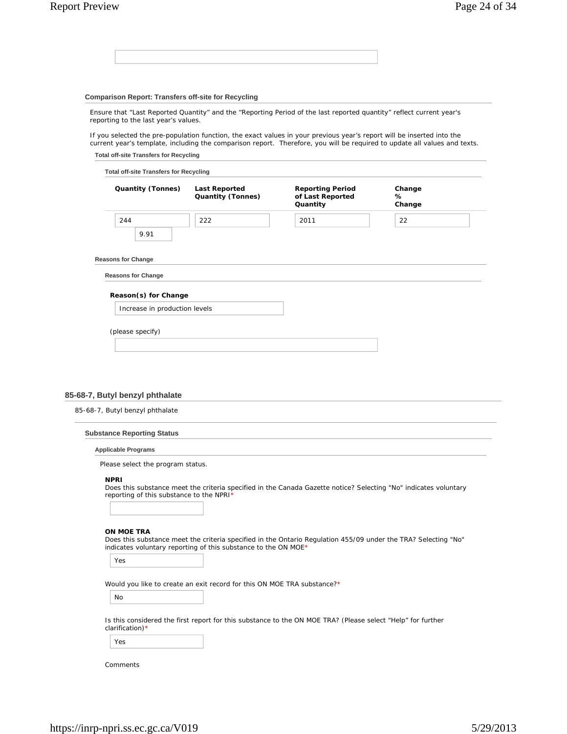### Comparison Report: Transfers off-site for Recycling

Ensure that "Last Reported Quantity" and the "Reporting Period of the last reported quantity" reflect current year's reporting to the last year's values.

If you selected the pre-population function, the exact values in your previous year's report will be inserted into the current year's template, including the comparison report. Therefore, you will be required to update all values and texts.

**Total off-site Transfers for Recycling**

**Total off-site Transfers for Recycling**

| Quantity (Tonnes) | Last Reported Quantity (Tonnes) | Reporting Period of Last Reported Quantity | Change % Change |
|---|---|---|---|
| 244 | 222 | 2011 | 22 |
| 9.91 | | | |

**Reasons for Change**

**Reasons for Change**

**Reason(s) for Change**

Increase in production levels

(please specify)

## 85-68-7, Butyl benzyl phthalate

85-68-7, Butyl benzyl phthalate

### Substance Reporting Status

**Applicable Programs**

Please select the program status.

**NPRI**
Does this substance meet the criteria specified in the Canada Gazette notice? Selecting "No" indicates voluntary reporting of this substance to the NPRI*

**ON MOE TRA**
Does this substance meet the criteria specified in the Ontario Regulation 455/09 under the TRA? Selecting "No" indicates voluntary reporting of this substance to the ON MOE*

Yes

Would you like to create an exit record for this ON MOE TRA substance?*

No

Is this considered the first report for this substance to the ON MOE TRA? (Please select "Help" for further clarification)*

Yes

Comments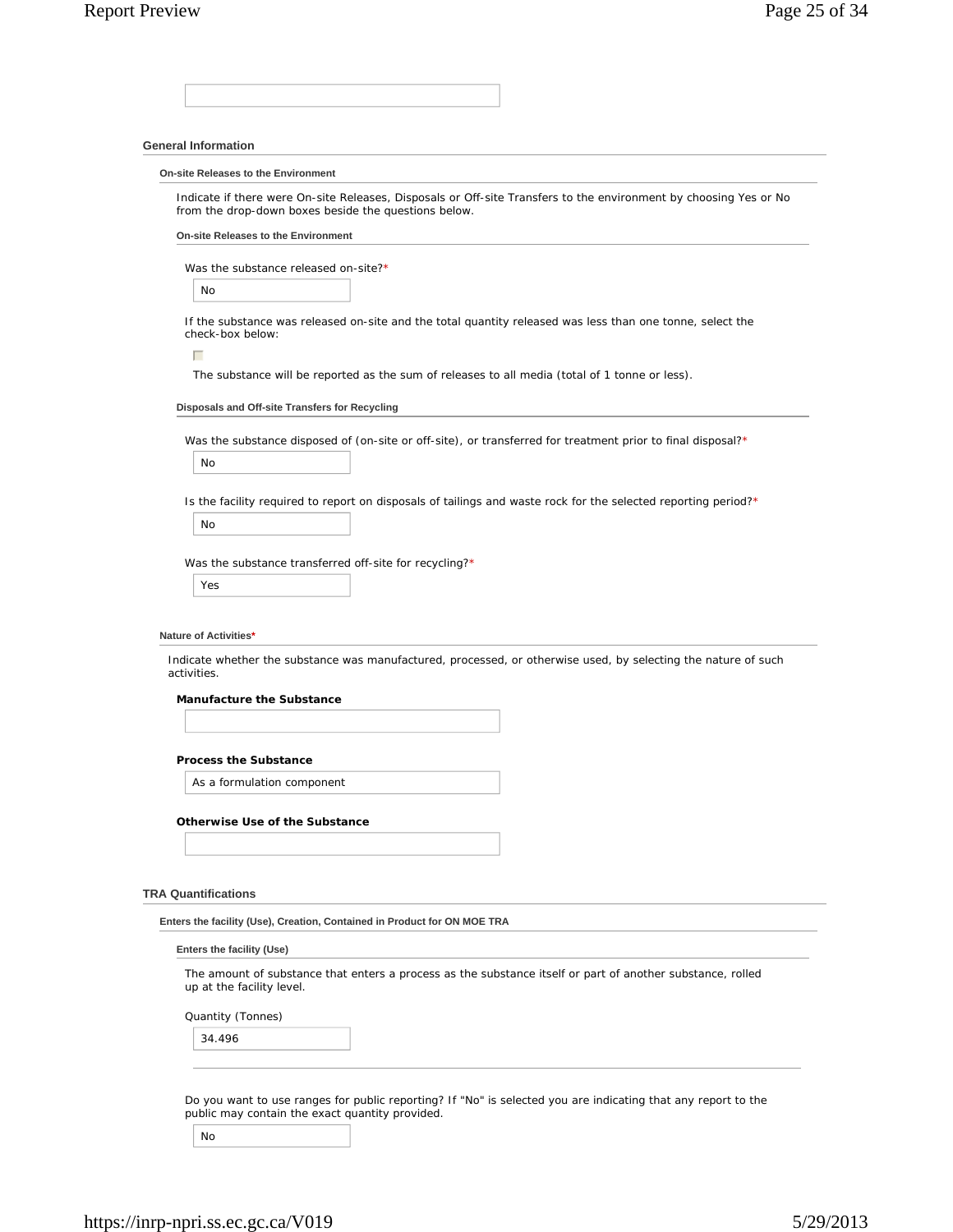## General Information

### On-site Releases to the Environment

Indicate if there were On-site Releases, Disposals or Off-site Transfers to the environment by choosing Yes or No from the drop-down boxes beside the questions below.

#### On-site Releases to the Environment

Was the substance released on-site?*

No

If the substance was released on-site and the total quantity released was less than one tonne, select the check-box below:

☐

The substance will be reported as the sum of releases to all media (total of 1 tonne or less).

#### Disposals and Off-site Transfers for Recycling

Was the substance disposed of (on-site or off-site), or transferred for treatment prior to final disposal?*

No

Is the facility required to report on disposals of tailings and waste rock for the selected reporting period?*

No

Was the substance transferred off-site for recycling?*

Yes

### Nature of Activities*

Indicate whether the substance was manufactured, processed, or otherwise used, by selecting the nature of such activities.

**Manufacture the Substance**

**Process the Substance**

As a formulation component

**Otherwise Use of the Substance**

## TRA Quantifications

### Enters the facility (Use), Creation, Contained in Product for ON MOE TRA

#### Enters the facility (Use)

The amount of substance that enters a process as the substance itself or part of another substance, rolled up at the facility level.

Quantity (Tonnes)

34.496

Do you want to use ranges for public reporting? If "No" is selected you are indicating that any report to the public may contain the exact quantity provided.

No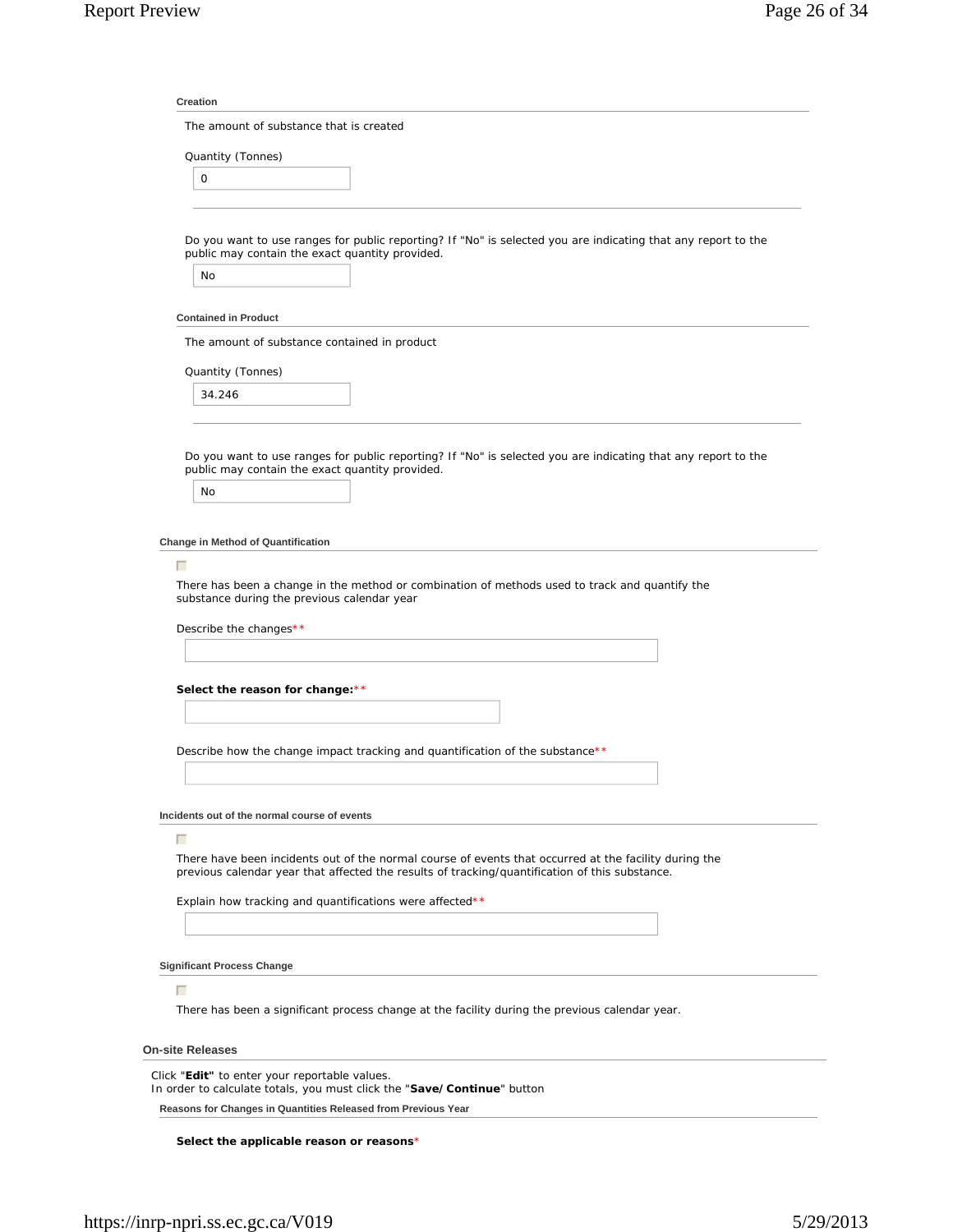#### Creation

The amount of substance that is created

Quantity (Tonnes)

0

Do you want to use ranges for public reporting? If "No" is selected you are indicating that any report to the public may contain the exact quantity provided.

No

#### Contained in Product

The amount of substance contained in product

Quantity (Tonnes)

34.246

Do you want to use ranges for public reporting? If "No" is selected you are indicating that any report to the public may contain the exact quantity provided.

No

#### Change in Method of Quantification

☐

There has been a change in the method or combination of methods used to track and quantify the substance during the previous calendar year

Describe the changes**

**Select the reason for change:****

Describe how the change impact tracking and quantification of the substance**

#### Incidents out of the normal course of events

☐

There have been incidents out of the normal course of events that occurred at the facility during the previous calendar year that affected the results of tracking/quantification of this substance.

Explain how tracking and quantifications were affected**

#### Significant Process Change

☐

There has been a significant process change at the facility during the previous calendar year.

### On-site Releases

Click "**Edit**" to enter your reportable values.
In order to calculate totals, you must click the "**Save/Continue**" button

#### Reasons for Changes in Quantities Released from Previous Year

**Select the applicable reason or reasons***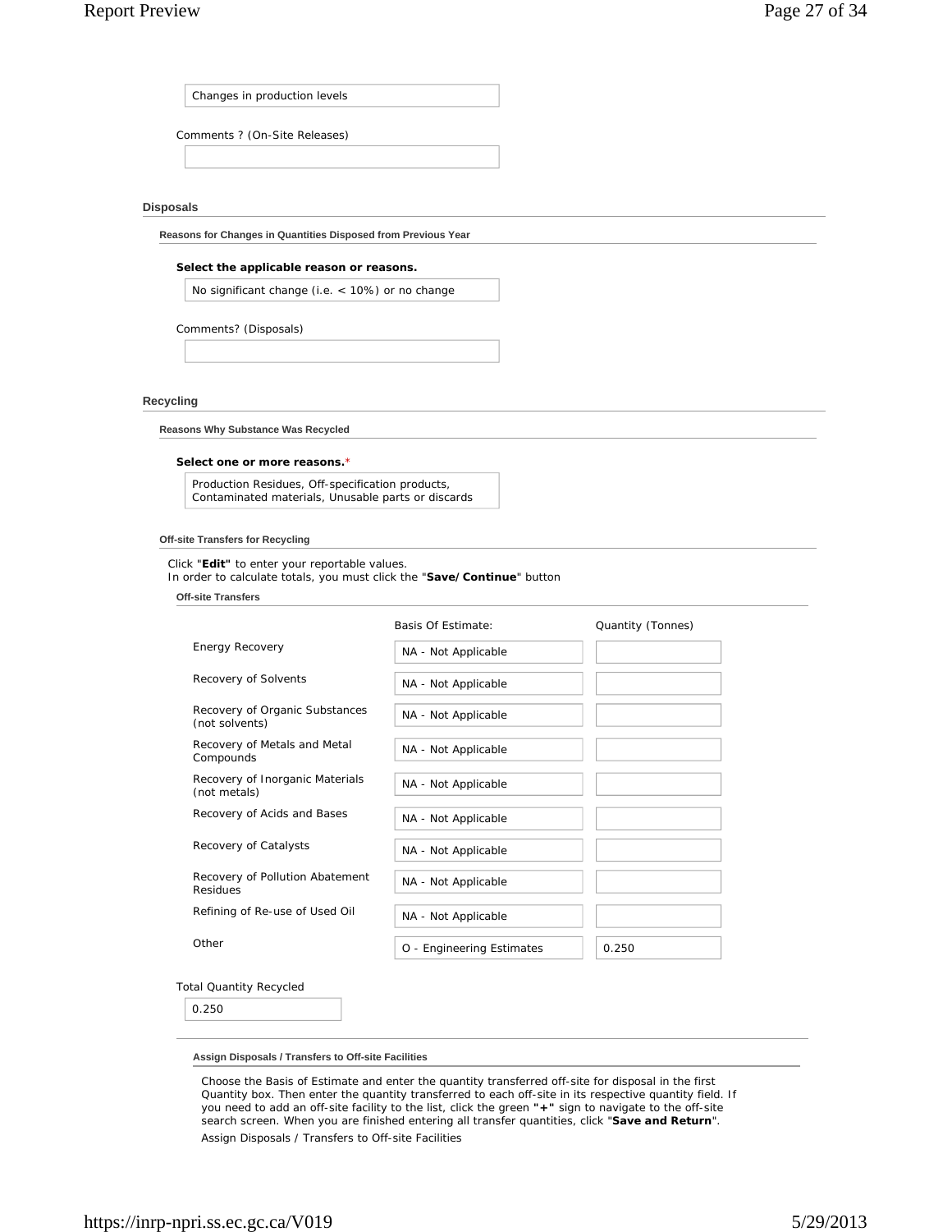Changes in production levels

Comments ? (On-Site Releases)

## Disposals

### Reasons for Changes in Quantities Disposed from Previous Year

**Select the applicable reason or reasons.**

No significant change (i.e. < 10%) or no change

Comments? (Disposals)

## Recycling

### Reasons Why Substance Was Recycled

**Select one or more reasons.***

Production Residues, Off-specification products, Contaminated materials, Unusable parts or discards

### Off-site Transfers for Recycling

Click "**Edit**" to enter your reportable values.
In order to calculate totals, you must click the "**Save/Continue**" button

**Off-site Transfers**

| | Basis Of Estimate: | Quantity (Tonnes) |
|---|---|---|
| Energy Recovery | NA - Not Applicable | |
| Recovery of Solvents | NA - Not Applicable | |
| Recovery of Organic Substances (not solvents) | NA - Not Applicable | |
| Recovery of Metals and Metal Compounds | NA - Not Applicable | |
| Recovery of Inorganic Materials (not metals) | NA - Not Applicable | |
| Recovery of Acids and Bases | NA - Not Applicable | |
| Recovery of Catalysts | NA - Not Applicable | |
| Recovery of Pollution Abatement Residues | NA - Not Applicable | |
| Refining of Re-use of Used Oil | NA - Not Applicable | |
| Other | O - Engineering Estimates | 0.250 |

Total Quantity Recycled

0.250

### Assign Disposals / Transfers to Off-site Facilities

Choose the Basis of Estimate and enter the quantity transferred off-site for disposal in the first Quantity box. Then enter the quantity transferred to each off-site in its respective quantity field. If you need to add an off-site facility to the list, click the green **"+"** sign to navigate to the off-site search screen. When you are finished entering all transfer quantities, click "**Save and Return**".

Assign Disposals / Transfers to Off-site Facilities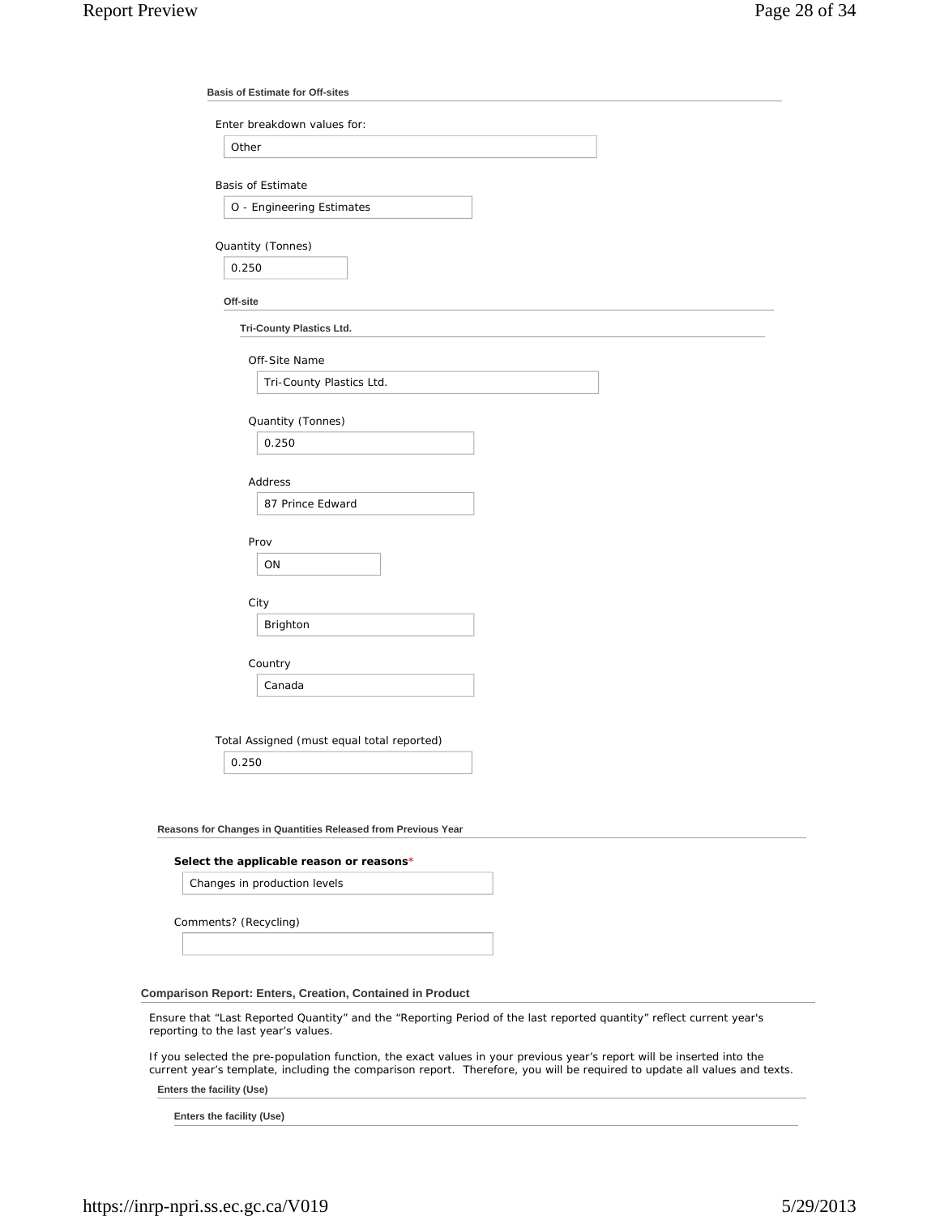### Basis of Estimate for Off-sites

Enter breakdown values for:

Other

Basis of Estimate

O - Engineering Estimates

Quantity (Tonnes)

0.250

#### Off-site

##### Tri-County Plastics Ltd.

Off-Site Name

Tri-County Plastics Ltd.

Quantity (Tonnes)

0.250

Address

87 Prince Edward

Prov

ON

City

Brighton

Country

Canada

Total Assigned (must equal total reported)

0.250

### Reasons for Changes in Quantities Released from Previous Year

**Select the applicable reason or reasons***

Changes in production levels

Comments? (Recycling)

## Comparison Report: Enters, Creation, Contained in Product

Ensure that “Last Reported Quantity” and the “Reporting Period of the last reported quantity” reflect current year's reporting to the last year’s values.

If you selected the pre-population function, the exact values in your previous year’s report will be inserted into the current year’s template, including the comparison report. Therefore, you will be required to update all values and texts.

### Enters the facility (Use)

#### Enters the facility (Use)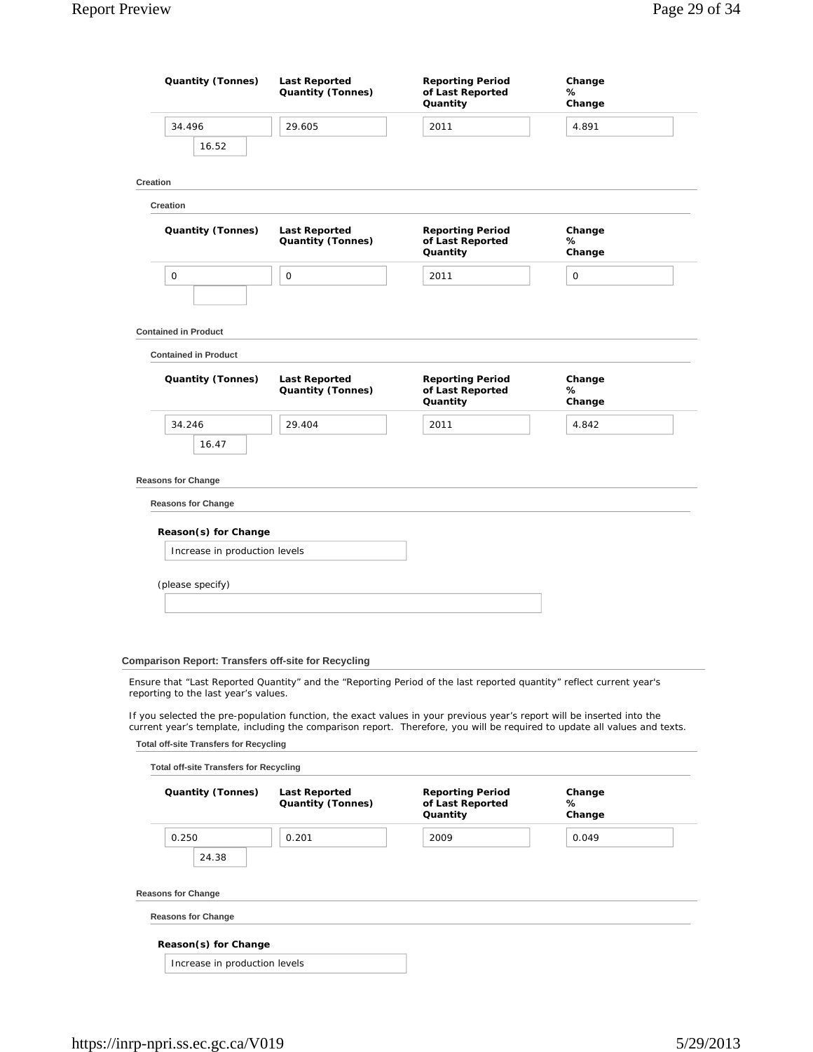| Quantity (Tonnes) | Last Reported Quantity (Tonnes) | Reporting Period of Last Reported Quantity | Change % Change |
|---|---|---|---|
| 34.496 | 29.605 | 2011 | 4.891 |
| 16.52 | | | |

**Creation**

**Creation**

| Quantity (Tonnes) | Last Reported Quantity (Tonnes) | Reporting Period of Last Reported Quantity | Change % Change |
|---|---|---|---|
| 0 | 0 | 2011 | 0 |
| | | | |

**Contained in Product**

**Contained in Product**

| Quantity (Tonnes) | Last Reported Quantity (Tonnes) | Reporting Period of Last Reported Quantity | Change % Change |
|---|---|---|---|
| 34.246 | 29.404 | 2011 | 4.842 |
| 16.47 | | | |

**Reasons for Change**

**Reasons for Change**

**Reason(s) for Change**

Increase in production levels

(please specify)

## Comparison Report: Transfers off-site for Recycling

Ensure that "Last Reported Quantity" and the "Reporting Period of the last reported quantity" reflect current year's reporting to the last year's values.

If you selected the pre-population function, the exact values in your previous year's report will be inserted into the current year's template, including the comparison report. Therefore, you will be required to update all values and texts.

**Total off-site Transfers for Recycling**

**Total off-site Transfers for Recycling**

| Quantity (Tonnes) | Last Reported Quantity (Tonnes) | Reporting Period of Last Reported Quantity | Change % Change |
|---|---|---|---|
| 0.250 | 0.201 | 2009 | 0.049 |
| 24.38 | | | |

**Reasons for Change**

**Reasons for Change**

**Reason(s) for Change**

Increase in production levels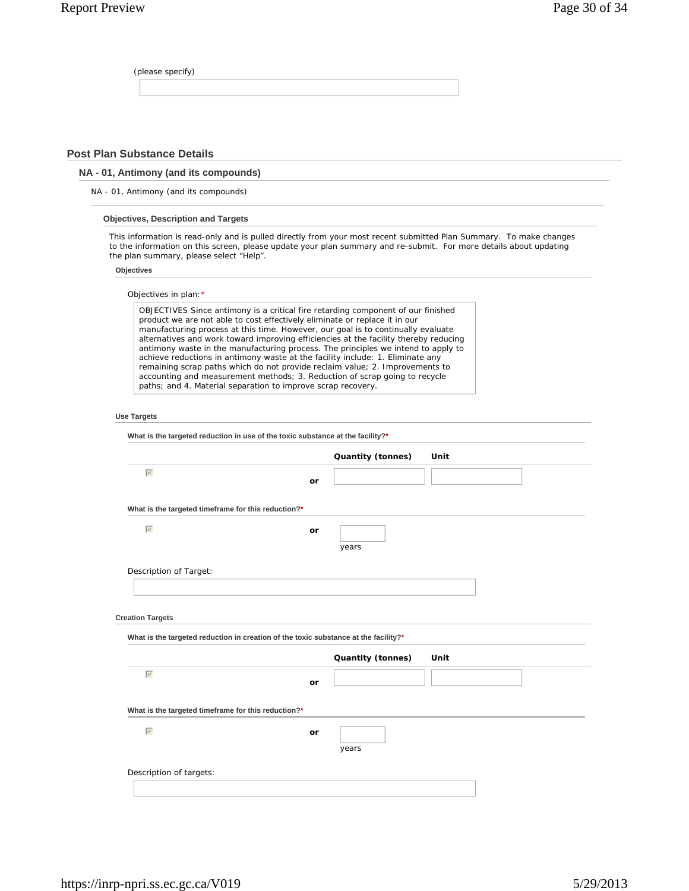(please specify)

## Post Plan Substance Details

### NA - 01, Antimony (and its compounds)

NA - 01, Antimony (and its compounds)

#### Objectives, Description and Targets

This information is read-only and is pulled directly from your most recent submitted Plan Summary. To make changes to the information on this screen, please update your plan summary and re-submit. For more details about updating the plan summary, please select "Help".

**Objectives**

Objectives in plan:*

OBJECTIVES Since antimony is a critical fire retarding component of our finished product we are not able to cost effectively eliminate or replace it in our manufacturing process at this time. However, our goal is to continually evaluate alternatives and work toward improving efficiencies at the facility thereby reducing antimony waste in the manufacturing process. The principles we intend to apply to achieve reductions in antimony waste at the facility include: 1. Eliminate any remaining scrap paths which do not provide reclaim value; 2. Improvements to accounting and measurement methods; 3. Reduction of scrap going to recycle paths; and 4. Material separation to improve scrap recovery.

**Use Targets**

**What is the targeted reduction in use of the toxic substance at the facility?***

| | | Quantity (tonnes) | Unit |
|---|---|---|---|
| ☑ | or | | |

**What is the targeted timeframe for this reduction?***

☑ or ____ years

Description of Target:

**Creation Targets**

**What is the targeted reduction in creation of the toxic substance at the facility?***

| | | Quantity (tonnes) | Unit |
|---|---|---|---|
| ☑ | or | | |

**What is the targeted timeframe for this reduction?***

☑ or ____ years

Description of targets: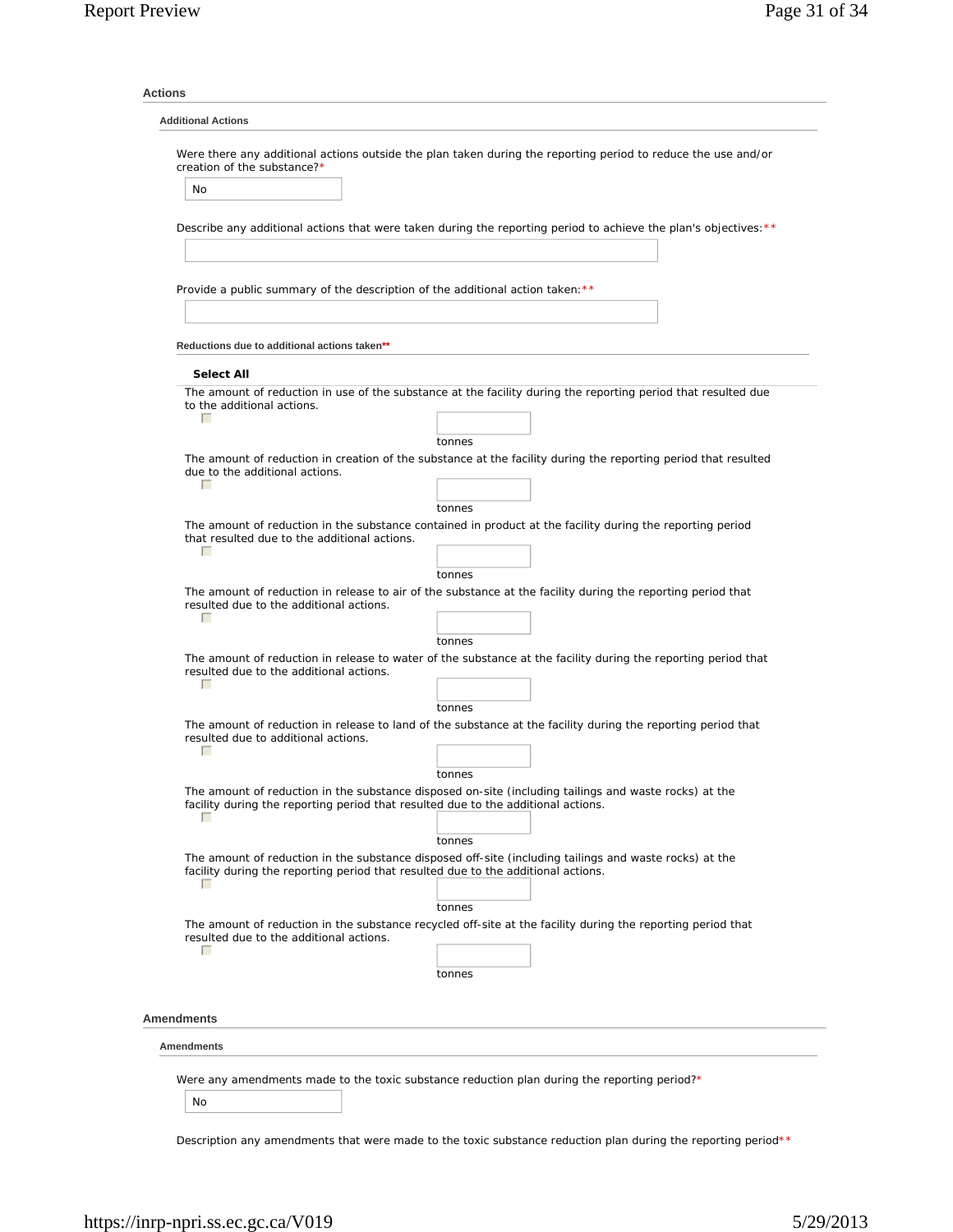## Actions

### Additional Actions

Were there any additional actions outside the plan taken during the reporting period to reduce the use and/or creation of the substance?*

No

Describe any additional actions that were taken during the reporting period to achieve the plan's objectives:**

Provide a public summary of the description of the additional action taken:**

#### Reductions due to additional actions taken**

**Select All**

The amount of reduction in use of the substance at the facility during the reporting period that resulted due to the additional actions.

tonnes

The amount of reduction in creation of the substance at the facility during the reporting period that resulted due to the additional actions.

tonnes

The amount of reduction in the substance contained in product at the facility during the reporting period that resulted due to the additional actions.

tonnes

The amount of reduction in release to air of the substance at the facility during the reporting period that resulted due to the additional actions.

tonnes

The amount of reduction in release to water of the substance at the facility during the reporting period that resulted due to the additional actions.

tonnes

The amount of reduction in release to land of the substance at the facility during the reporting period that resulted due to additional actions.

tonnes

The amount of reduction in the substance disposed on-site (including tailings and waste rocks) at the facility during the reporting period that resulted due to the additional actions.

tonnes

The amount of reduction in the substance disposed off-site (including tailings and waste rocks) at the facility during the reporting period that resulted due to the additional actions.

tonnes

The amount of reduction in the substance recycled off-site at the facility during the reporting period that resulted due to the additional actions.

tonnes

## Amendments

### Amendments

Were any amendments made to the toxic substance reduction plan during the reporting period?*

No

Description any amendments that were made to the toxic substance reduction plan during the reporting period**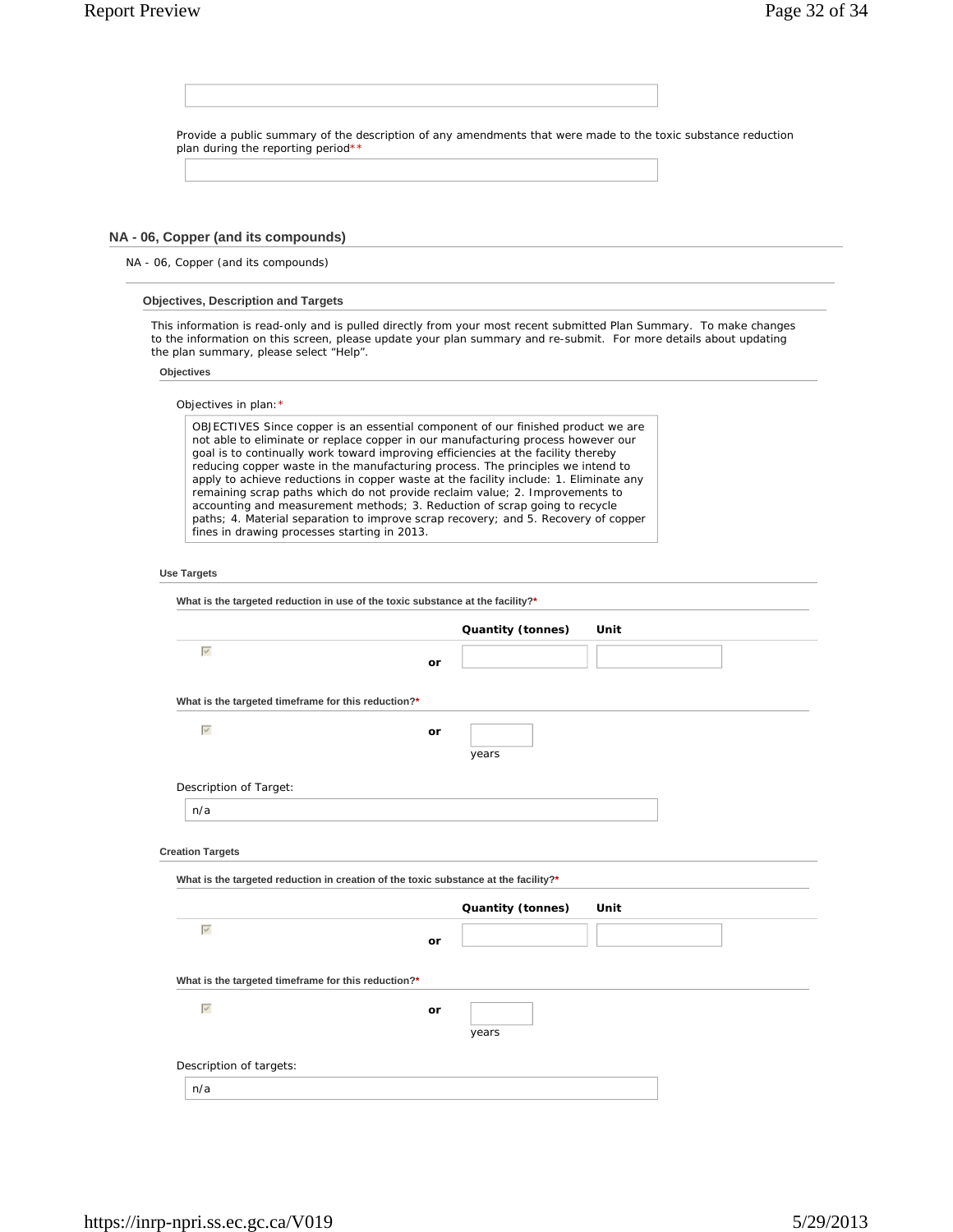Provide a public summary of the description of any amendments that were made to the toxic substance reduction plan during the reporting period**

## NA - 06, Copper (and its compounds)

NA - 06, Copper (and its compounds)

### Objectives, Description and Targets

This information is read-only and is pulled directly from your most recent submitted Plan Summary. To make changes to the information on this screen, please update your plan summary and re-submit. For more details about updating the plan summary, please select "Help".

#### Objectives

Objectives in plan:*

OBJECTIVES Since copper is an essential component of our finished product we are not able to eliminate or replace copper in our manufacturing process however our goal is to continually work toward improving efficiencies at the facility thereby reducing copper waste in the manufacturing process. The principles we intend to apply to achieve reductions in copper waste at the facility include: 1. Eliminate any remaining scrap paths which do not provide reclaim value; 2. Improvements to accounting and measurement methods; 3. Reduction of scrap going to recycle paths; 4. Material separation to improve scrap recovery; and 5. Recovery of copper fines in drawing processes starting in 2013.

#### Use Targets

**What is the targeted reduction in use of the toxic substance at the facility?***

| | | Quantity (tonnes) | Unit |
|---|---|---|---|
| ☑ | or | | |

**What is the targeted timeframe for this reduction?***

☑ or ___ years

Description of Target:

n/a

#### Creation Targets

**What is the targeted reduction in creation of the toxic substance at the facility?***

| | | Quantity (tonnes) | Unit |
|---|---|---|---|
| ☑ | or | | |

**What is the targeted timeframe for this reduction?***

☑ or ___ years

Description of targets:

n/a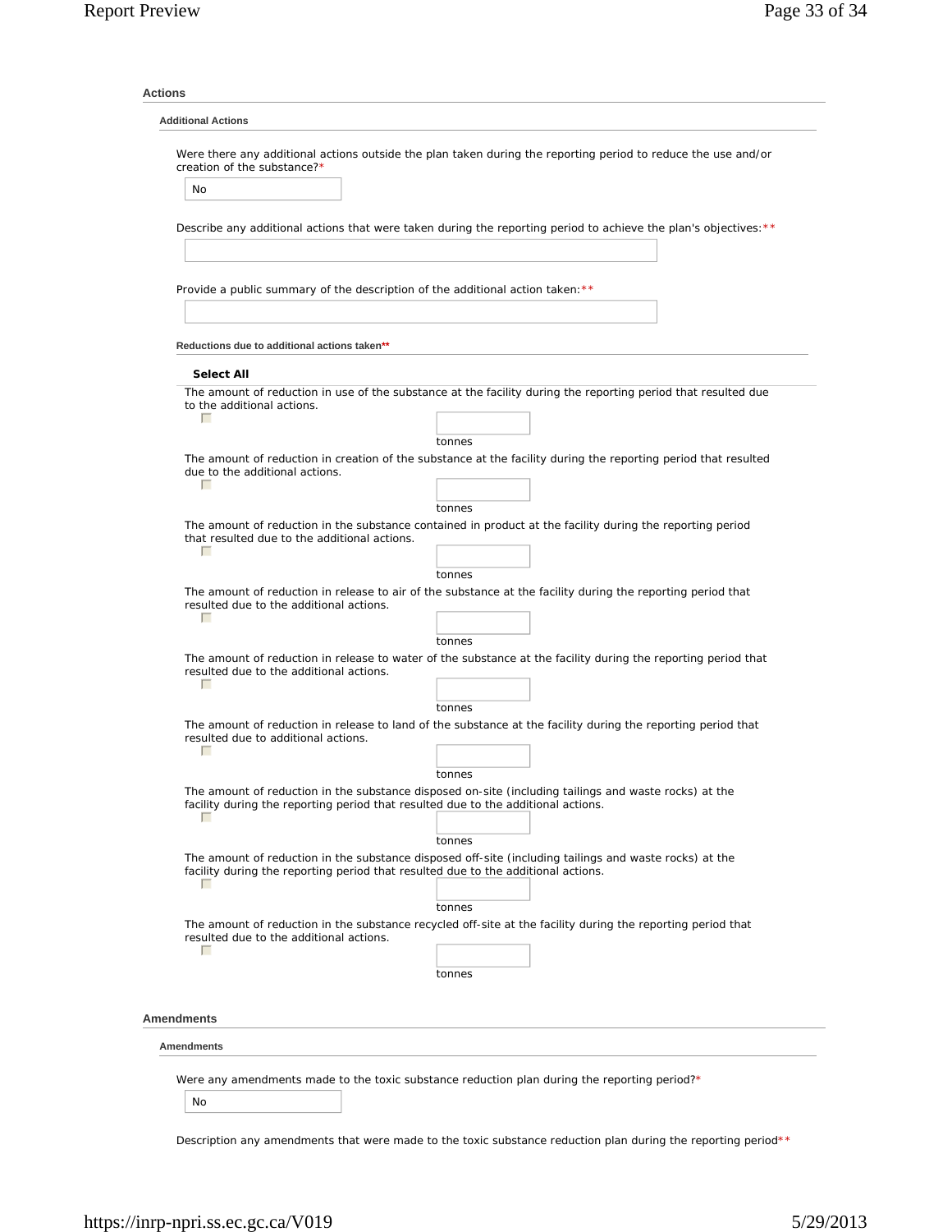## Actions

### Additional Actions

Were there any additional actions outside the plan taken during the reporting period to reduce the use and/or creation of the substance?*

No

Describe any additional actions that were taken during the reporting period to achieve the plan's objectives:**

Provide a public summary of the description of the additional action taken:**

#### Reductions due to additional actions taken**

**Select All**

The amount of reduction in use of the substance at the facility during the reporting period that resulted due to the additional actions.

tonnes

The amount of reduction in creation of the substance at the facility during the reporting period that resulted due to the additional actions.

tonnes

The amount of reduction in the substance contained in product at the facility during the reporting period that resulted due to the additional actions.

tonnes

The amount of reduction in release to air of the substance at the facility during the reporting period that resulted due to the additional actions.

tonnes

The amount of reduction in release to water of the substance at the facility during the reporting period that resulted due to the additional actions.

tonnes

The amount of reduction in release to land of the substance at the facility during the reporting period that resulted due to additional actions.

tonnes

The amount of reduction in the substance disposed on-site (including tailings and waste rocks) at the facility during the reporting period that resulted due to the additional actions.

tonnes

The amount of reduction in the substance disposed off-site (including tailings and waste rocks) at the facility during the reporting period that resulted due to the additional actions.

tonnes

The amount of reduction in the substance recycled off-site at the facility during the reporting period that resulted due to the additional actions.

tonnes

## Amendments

### Amendments

Were any amendments made to the toxic substance reduction plan during the reporting period?*

No

Description any amendments that were made to the toxic substance reduction plan during the reporting period**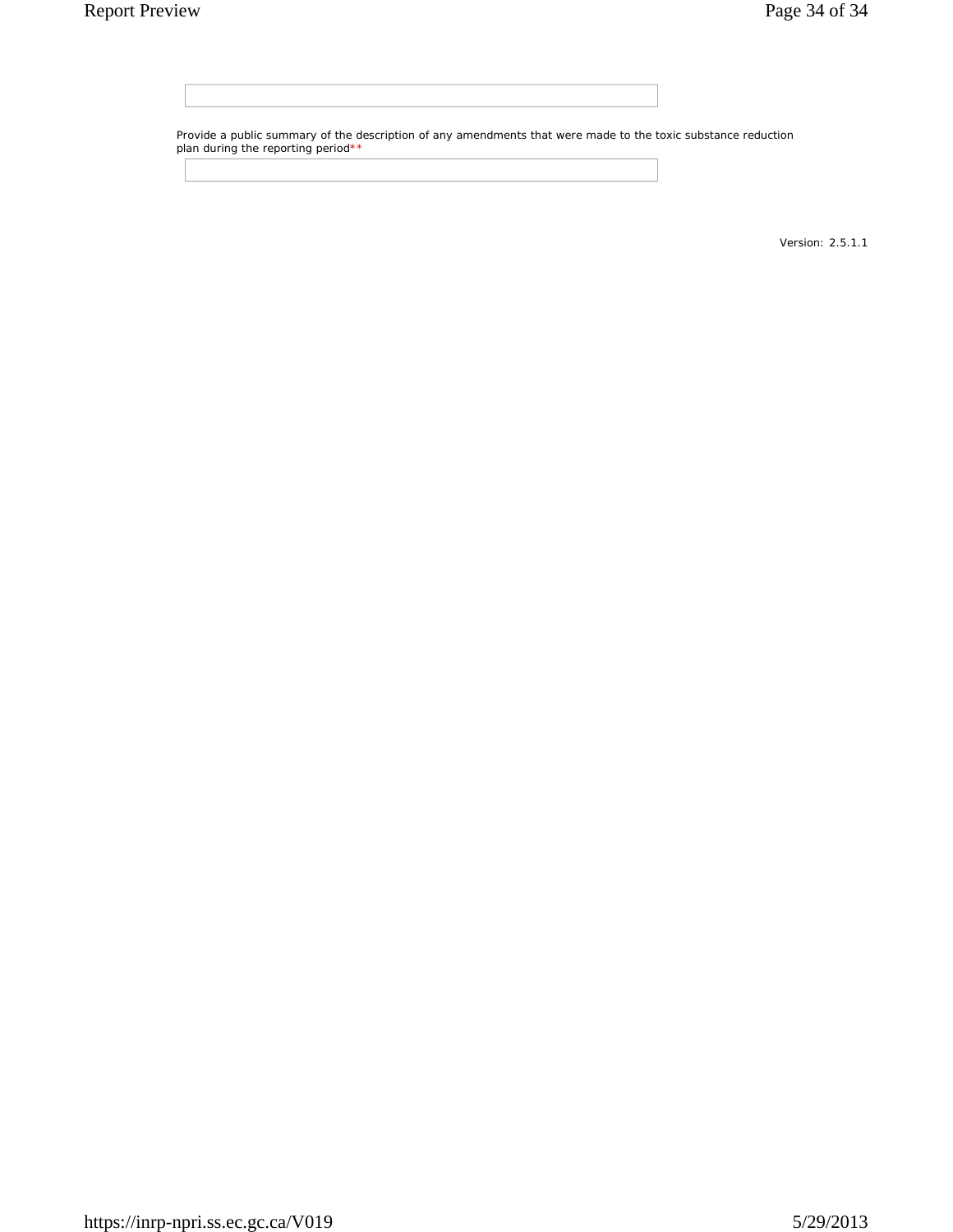Provide a public summary of the description of any amendments that were made to the toxic substance reduction plan during the reporting period**

Version: 2.5.1.1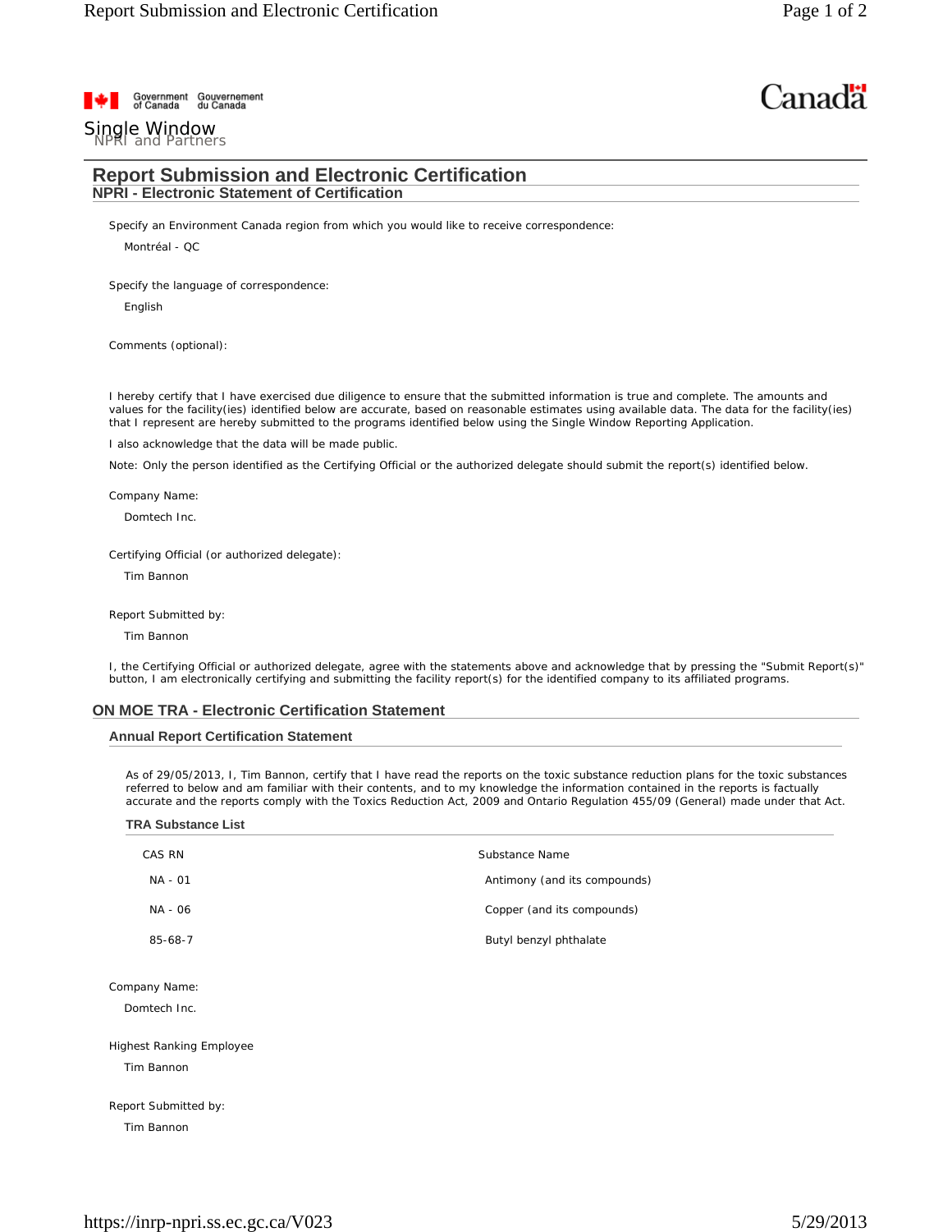Government of Canada / Gouvernement du Canada

Canada

Single Window
NPRI and Partners

# Report Submission and Electronic Certification

## NPRI - Electronic Statement of Certification

Specify an Environment Canada region from which you would like to receive correspondence:

Montréal - QC

Specify the language of correspondence:

English

Comments (optional):

I hereby certify that I have exercised due diligence to ensure that the submitted information is true and complete. The amounts and values for the facility(ies) identified below are accurate, based on reasonable estimates using available data. The data for the facility(ies) that I represent are hereby submitted to the programs identified below using the Single Window Reporting Application.

I also acknowledge that the data will be made public.

Note: Only the person identified as the Certifying Official or the authorized delegate should submit the report(s) identified below.

Company Name:

Domtech Inc.

Certifying Official (or authorized delegate):

Tim Bannon

Report Submitted by:

Tim Bannon

I, the Certifying Official or authorized delegate, agree with the statements above and acknowledge that by pressing the "Submit Report(s)" button, I am electronically certifying and submitting the facility report(s) for the identified company to its affiliated programs.

## ON MOE TRA - Electronic Certification Statement

### Annual Report Certification Statement

As of 29/05/2013, I, Tim Bannon, certify that I have read the reports on the toxic substance reduction plans for the toxic substances referred to below and am familiar with their contents, and to my knowledge the information contained in the reports is factually accurate and the reports comply with the Toxics Reduction Act, 2009 and Ontario Regulation 455/09 (General) made under that Act.

#### TRA Substance List

| CAS RN | Substance Name |
|---|---|
| NA - 01 | Antimony (and its compounds) |
| NA - 06 | Copper (and its compounds) |
| 85-68-7 | Butyl benzyl phthalate |

Company Name:

Domtech Inc.

Highest Ranking Employee

Tim Bannon

Report Submitted by:

Tim Bannon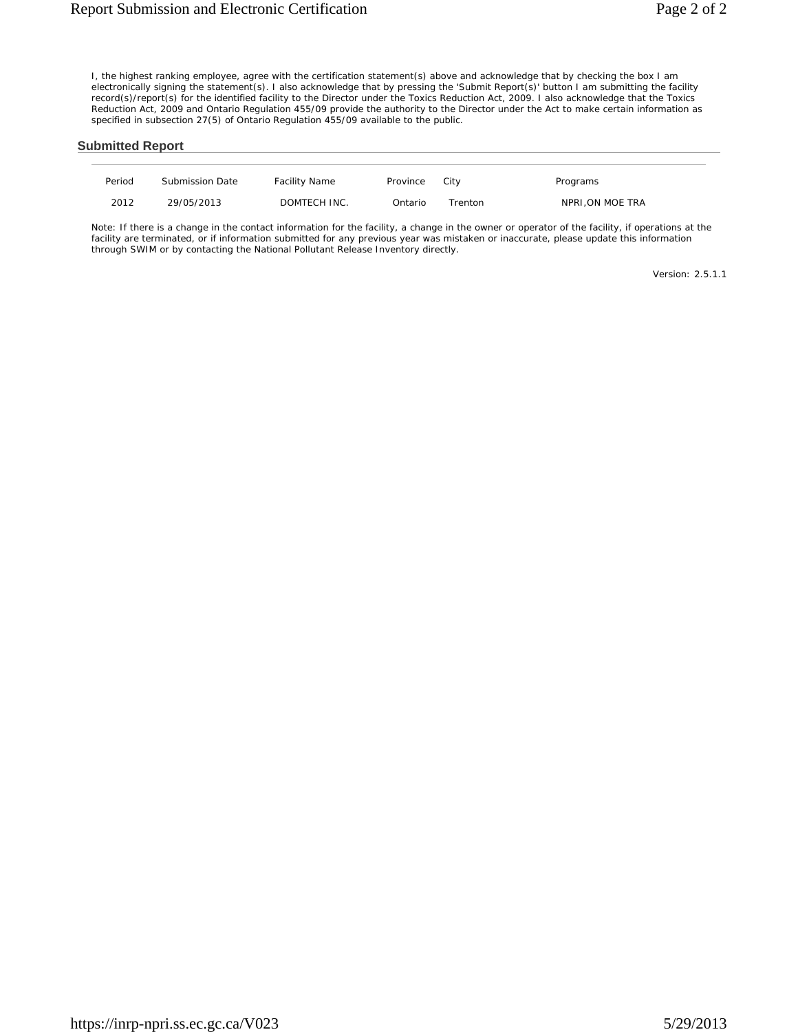I, the highest ranking employee, agree with the certification statement(s) above and acknowledge that by checking the box I am electronically signing the statement(s). I also acknowledge that by pressing the 'Submit Report(s)' button I am submitting the facility record(s)/report(s) for the identified facility to the Director under the Toxics Reduction Act, 2009. I also acknowledge that the Toxics Reduction Act, 2009 and Ontario Regulation 455/09 provide the authority to the Director under the Act to make certain information as specified in subsection 27(5) of Ontario Regulation 455/09 available to the public.

## Submitted Report

| Period | Submission Date | Facility Name | Province | City | Programs |
|---|---|---|---|---|---|
| 2012 | 29/05/2013 | DOMTECH INC. | Ontario | Trenton | NPRI,ON MOE TRA |

Note: If there is a change in the contact information for the facility, a change in the owner or operator of the facility, if operations at the facility are terminated, or if information submitted for any previous year was mistaken or inaccurate, please update this information through SWIM or by contacting the National Pollutant Release Inventory directly.

Version: 2.5.1.1